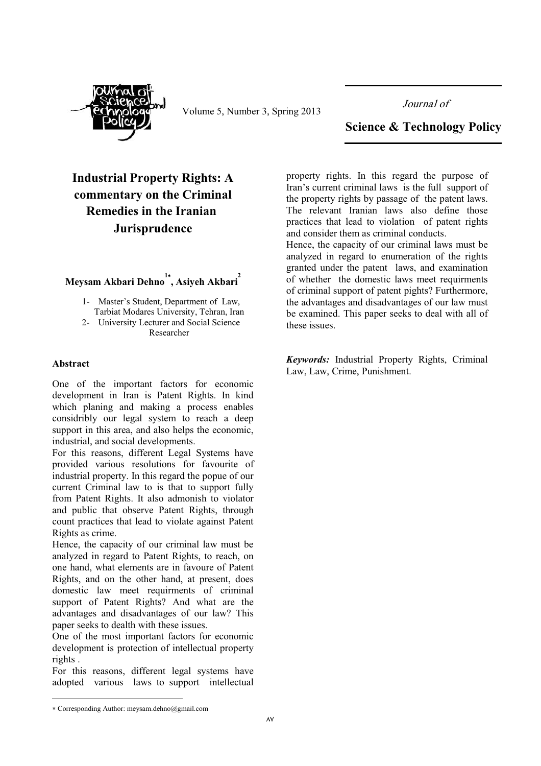# Industrial Property Rights: A commentary on the Criminal Remedies in the Iranian Jurisprudence

**Meysam Akbari Dehno[1*], Asiyeh Akbari[2]**

1- Master's Student, Department of Law, Tarbiat Modares University, Tehran, Iran
2- University Lecturer and Social Science Researcher

### Abstract

One of the important factors for economic development in Iran is Patent Rights. In kind which planing and making a process enables considribly our legal system to reach a deep support in this area, and also helps the economic, industrial, and social developments.

For this reasons, different Legal Systems have provided various resolutions for favourite of industrial property. In this regard the popue of our current Criminal law to is that to support fully from Patent Rights. It also admonish to violator and public that observe Patent Rights, through count practices that lead to violate against Patent Rights as crime.

Hence, the capacity of our criminal law must be analyzed in regard to Patent Rights, to reach, on one hand, what elements are in favoure of Patent Rights, and on the other hand, at present, does domestic law meet requirments of criminal support of Patent Rights? And what are the advantages and disadvantages of our law? This paper seeks to dealth with these issues.

One of the most important factors for economic development is protection of intellectual property rights .

For this reasons, different legal systems have adopted various laws to support intellectual property rights. In this regard the purpose of Iran's current criminal laws is the full support of the property rights by passage of the patent laws. The relevant Iranian laws also define those practices that lead to violation of patent rights and consider them as criminal conducts.

Hence, the capacity of our criminal laws must be analyzed in regard to enumeration of the rights granted under the patent laws, and examination of whether the domestic laws meet requirments of criminal support of patent pights? Furthermore, the advantages and disadvantages of our law must be examined. This paper seeks to deal with all of these issues.

***Keywords:*** Industrial Property Rights, Criminal Law, Law, Crime, Punishment.

---

\* Corresponding Author: meysam.dehno@gmail.com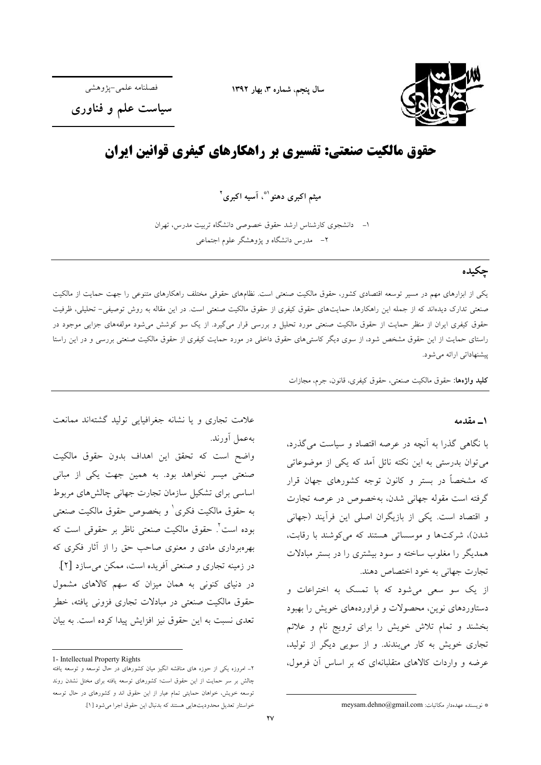فصلنامه علمی-پژوهشی

**سیاست علم و فناوری**

# حقوق مالکیت صنعتی: تفسیری بر راهکارهای کیفری قوانین ایران

**میثم اکبری دهنو[1]*، آسیه اکبری[2]**

۱- دانشجوی کارشناس ارشد حقوق خصوصی دانشگاه تربیت مدرس، تهران

۲- مدرس دانشگاه و پژوهشگر علوم اجتماعی

## چکیده

یکی از ابزارهای مهم در مسیر توسعه اقتصادی کشور، حقوق مالکیت صنعتی است. نظام‌های حقوقی مختلف راهکارهای متنوعی را جهت حمایت از مالکیت صنعتی تدارک دیده‌اند که از جمله این راهکارها، حمایت‌های حقوق کیفری از حقوق مالکیت صنعتی است. در این مقاله به روش توصیفی- تحلیلی، ظرفیت حقوق کیفری ایران از منظر حمایت از حقوق مالکیت صنعتی مورد تحلیل و بررسی قرار می‌گیرد. از یک سو کوشش می‌شود مولفه‌های جزایی موجود در راستای حمایت از این حقوق مشخص شود، از سوی دیگر کاستی‌های حقوق داخلی در مورد حمایت کیفری از حقوق مالکیت صنعتی بررسی و در این راستا پیشنهاداتی ارائه می‌شود.

**کلید واژه‌ها:** حقوق مالکیت صنعتی، حقوق کیفری، قانون، جرم، مجازات

## ۱ـ مقدمه

با نگاهی گذرا به آنچه در عرصه اقتصاد و سیاست می‌گذرد، می‌توان بدرستی به این نکته نائل آمد که یکی از موضوعاتی که مشخصاً در بستر و کانون توجه کشورهای جهان قرار گرفته است مقوله جهانی شدن، به‌خصوص در عرصه تجارت و اقتصاد است. یکی از بازیگران اصلی این فرآیند (جهانی شدن)، شرکت‌ها و موسساتی هستند که می‌کوشند با رقابت، همدیگر را مغلوب ساخته و سود بیشتری را در بستر مبادلات تجارت جهانی به خود اختصاص دهند.

از یک سو سعی می‌شود که با تمسک به اختراعات و دستاوردهای نوین، محصولات و فراورده‌های خویش را بهبود بخشند و تمام تلاش خویش را برای ترویج نام و علائم تجاری خویش به کار می‌بندند. و از سویی دیگر از تولید، عرضه و واردات کالاهای متقلبانه‌ای که بر اساس آن فرمول، علامت تجاری و یا نشانه جغرافیایی تولید گشته‌اند ممانعت به‌عمل آورند.

واضح است که تحقق این اهداف بدون حقوق مالکیت صنعتی میسر نخواهد بود. به همین جهت یکی از مبانی اساسی برای تشکیل سازمان تجارت جهانی چالش‌های مربوط به حقوق مالکیت فکری[1] و بخصوص حقوق مالکیت صنعتی بوده است[2]. حقوق مالکیت صنعتی ناظر بر حقوقی است که بهره‌برداری مادی و معنوی صاحب حق را از آثار فکری که در زمینه تجاری و صنعتی آفریده است، ممکن می‌سازد [۲]. در دنیای کنونی به همان میزان که سهم کالاهای مشمول حقوق مالکیت صنعتی در مبادلات تجاری فزونی یافته، خطر تعدی نسبت به این حقوق نیز افزایش پیدا کرده است. به بیان

---

* نویسنده عهده‌دار مکاتبات: meysam.dehno@gmail.com

1- Intellectual Property Rights

۲- امروزه یکی از حوزه های مناقشه انگیز میان کشورهای در حال توسعه و توسعه یافته چالش بر سر حمایت از این حقوق است؛ کشورهای توسعه یافته برای مختل نشدن روند توسعه خویش، خواهان حمایتی تمام عیار از این حقوق اند و کشورهای در حال توسعه خواستار تعدیل محدودیت‌هایی هستند که بدنبال این حقوق اجرا می‌شود [۱].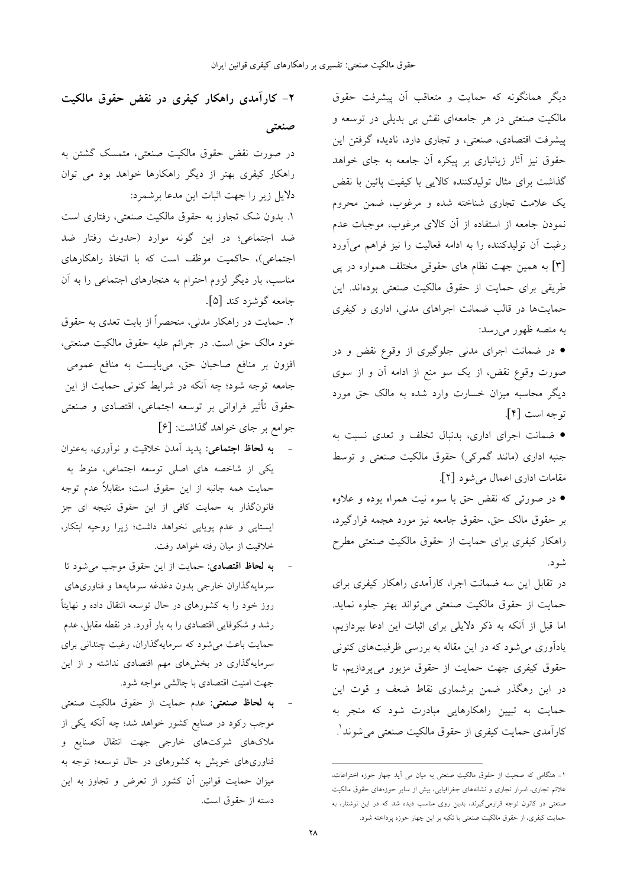دیگر همانگونه که حمایت و متعاقب آن پیشرفت حقوق مالکیت صنعتی در هر جامعه‌ای نقش بی بدیلی در توسعه و پیشرفت اقتصادی، صنعتی، و تجاری دارد، نادیده گرفتن این حقوق نیز آثار زیانباری بر پیکره آن جامعه به جای خواهد گذاشت برای مثال تولیدکننده کالایی با کیفیت پائین با نقض یک علامت تجاری شناخته شده و مرغوب، ضمن محروم نمودن جامعه از استفاده از آن کالای مرغوب، موجبات عدم رغبت آن تولیدکننده را به ادامه فعالیت را نیز فراهم می‌آورد [۳] به همین جهت نظام های حقوقی مختلف همواره در پی طریقی برای حمایت از حقوق مالکیت صنعتی بوده‌اند. این حمایت‌ها در قالب ضمانت اجراهای مدنی، اداری و کیفری به منصه ظهور می‌رسد:

- در ضمانت اجرای مدنی جلوگیری از وقوع نقض و در صورت وقوع نقض، از یک سو منع از ادامه آن و از سوی دیگر محاسبه میزان خسارت وارد شده به مالک حق مورد توجه است [۴].
- ضمانت اجرای اداری، بدنبال تخلف و تعدی نسبت به جنبه اداری (مانند گمرکی) حقوق مالکیت صنعتی و توسط مقامات اداری اعمال می‌شود [۲].
- در صورتی که نقض حق با سوء نیت همراه بوده و علاوه بر حقوق مالک حق، حقوق جامعه نیز مورد هجمه قرارگیرد، راهکار کیفری برای حمایت از حقوق مالکیت صنعتی مطرح شود.

در تقابل این سه ضمانت اجرا، کارآمدی راهکار کیفری برای حمایت از حقوق مالکیت صنعتی می‌تواند بهتر جلوه نماید. اما قبل از آنکه به ذکر دلایلی برای اثبات این ادعا بپردازیم، یادآوری می‌شود که در این مقاله به بررسی ظرفیت‌های کنونی حقوق کیفری جهت حمایت از حقوق مزبور می‌پردازیم، تا در این رهگذر ضمن برشماری نقاط ضعف و قوت این حمایت به تبیین راهکارهایی مبادرت شود که منجر به کارآمدی حمایت کیفری از حقوق مالکیت صنعتی می‌شوند[۱].

## ۲- کارآمدی راهکار کیفری در نقض حقوق مالکیت صنعتی

در صورت نقض حقوق مالکیت صنعتی، متمسک گشتن به راهکار کیفری بهتر از دیگر راهکارها خواهد بود می توان دلایل زیر را جهت اثبات این مدعا برشمرد:

۱. بدون شک تجاوز به حقوق مالکیت صنعتی، رفتاری است ضد اجتماعی؛ در این گونه موارد (حدوث رفتار ضد اجتماعی)، حاکمیت موظف است که با اتخاذ راهکارهای مناسب، بار دیگر لزوم احترام به هنجارهای اجتماعی را به آن جامعه گوشزد کند [۵].

۲. حمایت در راهکار مدنی، منحصراً از بابت تعدی به حقوق خود مالک حق است. در جرائم علیه حقوق مالکیت صنعتی، افزون بر منافع صاحبان حق، می‌بایست به منافع عمومی جامعه توجه شود؛ چه آنکه در شرایط کنونی حمایت از این حقوق تأثیر فراوانی بر توسعه اجتماعی، اقتصادی و صنعتی جوامع بر جای خواهد گذاشت: [۶]

- **به لحاظ اجتماعی:** پدید آمدن خلاقیت و نوآوری، به‌عنوان یکی از شاخصه های اصلی توسعه اجتماعی، منوط به حمایت همه جانبه از این حقوق است؛ متقابلاً عدم توجه قانون‌گذار به حمایت کافی از این حقوق نتیجه ای جز ایستایی و عدم پویایی نخواهد داشت؛ زیرا روحیه ابتکار، خلاقیت از میان رفته خواهد رفت.
- **به لحاظ اقتصادی:** حمایت از این حقوق موجب می‌شود تا سرمایه‌گذاران خارجی بدون دغدغه سرمایه‌ها و فناوری‌های روز خود را به کشورهای در حال توسعه انتقال داده و نهایتاً رشد و شکوفایی اقتصادی را به بار آورد. در نقطه مقابل، عدم حمایت باعث می‌شود که سرمایه‌گذاران، رغبت چندانی برای سرمایه‌گذاری در بخش‌های مهم اقتصادی نداشته و از این جهت امنیت اقتصادی با چالشی مواجه شود.
- **به لحاظ صنعتی:** عدم حمایت از حقوق مالکیت صنعتی موجب رکود در صنایع کشور خواهد شد؛ چه آنکه یکی از ملاک‌های شرکت‌های خارجی جهت انتقال صنایع و فناوری‌های خویش به کشورهای در حال توسعه؛ توجه به میزان حمایت قوانین آن کشور از تعرض و تجاوز به این دسته از حقوق است.

---

۱- هنگامی که صحبت از حقوق مالکیت صنعتی به میان می آید چهار حوزه اختراعات، علائم تجاری، اسرار تجاری و نشانه‌های جغرافیایی، بیش از سایر حوزه‌های حقوق مالکیت صنعتی در کانون توجه قرارمی‌گیرند، بدین روی مناسب دیده شد که در این نوشتار، به حمایت کیفری، از حقوق مالکیت صنعتی با تکیه بر این چهار حوزه پرداخته شود.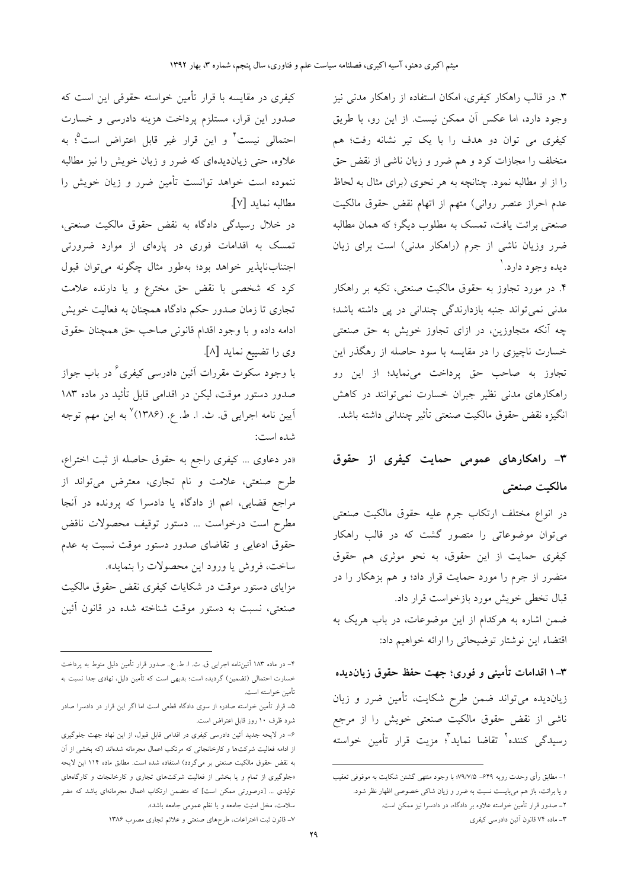۳. در قالب راهکار کیفری، امکان استفاده از راهکار مدنی نیز وجود دارد، اما عکس آن ممکن نیست. از این رو، با طریق کیفری می توان دو هدف را با یک تیر نشانه رفت؛ هم متخلف را مجازات کرد و هم ضرر و زیان ناشی از نقض حق را از او مطالبه نمود. چنانچه به هر نحوی (برای مثال به لحاظ عدم احراز عنصر روانی) متهم از اتهام نقض حقوق مالکیت صنعتی برائت یافت، تمسک به مطلوب دیگر؛ که همان مطالبه ضرر وزیان ناشی از جرم (راهکار مدنی) است برای زیان دیده وجود دارد.[1]

۴. در مورد تجاوز به حقوق مالکیت صنعتی، تکیه بر راهکار مدنی نمی‌تواند جنبه بازدارندگی چندانی در پی داشته باشد؛ چه آنکه متجاوزین، در ازای تجاوز خویش به حق صنعتی خسارت ناچیزی را در مقایسه با سود حاصله از رهگذر این تجاوز به صاحب حق پرداخت می‌نمایند؛ از این رو راهکارهای مدنی نظیر جبران خسارت نمی‌توانند در کاهش انگیزه نقض حقوق مالکیت صنعتی تأثیر چندانی داشته باشد.

## ۳- راهکارهای عمومی حمایت کیفری از حقوق مالکیت صنعتی

در انواع مختلف ارتکاب جرم علیه حقوق مالکیت صنعتی می‌توان موضوعاتی را متصور گشت که در قالب راهکار کیفری حمایت از این حقوق، به نحو موثری هم حقوق متضرر از جرم را مورد حمایت قرار داد؛ و هم بزهکار را در قبال تخطی خویش مورد بازخواست قرار داد.

ضمن اشاره به هرکدام از این موضوعات، در باب هریک به اقتضاء این نوشتار توضیحاتی را ارائه خواهیم داد:

### ۳ـ۱ اقدامات تأمینی و فوری؛ جهت حفظ حقوق زیان‌دیده

زیان‌دیده می‌تواند ضمن طرح شکایت، تأمین ضرر و زیان ناشی از نقض حقوق مالکیت صنعتی خویش را از مرجع رسیدگی کننده[2] تقاضا نماید[3]؛ مزیت قرار تأمین خواسته کیفری در مقایسه با قرار تأمین خواسته حقوقی این است که صدور این قرار، مستلزم پرداخت هزینه دادرسی و خسارت احتمالی نیست[4] و این قرار غیر قابل اعتراض است[5]؛ به علاوه، حتی زیان‌دیده‌ای که ضرر و زیان خویش را نیز مطالبه ننموده است خواهد توانست تأمین ضرر و زیان خویش را مطالبه نماید [۷].

در خلال رسیدگی دادگاه به نقض حقوق مالکیت صنعتی، تمسک به اقدامات فوری در پاره‌ای از موارد ضرورتی اجتناب‌ناپذیر خواهد بود؛ به‌طور مثال چگونه می‌توان قبول کرد که شخصی با نقض حق مخترع و یا دارنده علامت تجاری تا زمان صدور حکم دادگاه همچنان به فعالیت خویش ادامه داده و با وجود اقدام قانونی صاحب حق همچنان حقوق وی را تضییع نماید [۸].

با وجود سکوت مقررات آئین دادرسی کیفری[6] در باب جواز صدور دستور موقت، لیکن در اقدامی قابل تأئید در ماده ۱۸۳ آیین نامه اجرایی ق. ث. ا. ط. ع. (۱۳۸۶)[7] به این مهم توجه شده است:

«در دعاوی ... کیفری راجع به حقوق حاصله از ثبت اختراع، طرح صنعتی، علامت و نام تجاری، معترض می‌تواند از مراجع قضایی، اعم از دادگاه یا دادسرا که پرونده در آنجا مطرح است درخواست ... دستور توقیف محصولات ناقض حقوق ادعایی و تقاضای صدور دستور موقت نسبت به عدم ساخت، فروش یا ورود این محصولات را بنماید».

مزایای دستور موقت در شکایات کیفری نقض حقوق مالکیت صنعتی، نسبت به دستور موقت شناخته شده در قانون آئین

---

۱- مطابق رأی وحدت رویه ۶۴۹ـ ۷۹/۷/۵؛ با وجود منتهی گشتن شکایت به موقوفی تعقیب و یا برائت، باز هم می‌بایست نسبت به ضرر و زیان شاکی خصوصی اظهار نظر شود.

۲- صدور قرار تأمین خواسته علاوه بر دادگاه، در دادسرا نیز ممکن است.

۳- ماده ۷۴ قانون آئین دادرسی کیفری

۴- در ماده ۱۸۳ آئین‌نامه اجرایی ق. ث. ا. ط. ع.. صدور قرار تأمین دلیل منوط به پرداخت خسارت احتمالی (تضمین) گردیده است؛ بدیهی است که تأمین دلیل، نهادی جدا نسبت به تأمین خواسته است.

۵- قرار تأمین خواسته صادره از سوی دادگاه قطعی است اما اگر این قرار در دادسرا صادر شود ظرف ۱۰ روز قابل اعتراض است.

۶- در لایحه جدید آئین دادرسی کیفری در اقدامی قابل قبول، از این نهاد جهت جلوگیری از ادامه فعالیت شرکت‌ها و کارخانجاتی که مرتکب اعمال مجرمانه شده‌اند (که بخشی از آن به نقض حقوق مالکیت صنعتی بر می‌گردد) استفاده شده است. مطابق ماده ۱۱۴ این لایحه «جلوگیری از تمام و یا بخشی از فعالیت شرکت‌های تجاری و کارخانجات و کارگاه‌های تولیدی ... [درصورتی ممکن است] که متضمن ارتکاب اعمال مجرمانه‌ای باشد که مضر سلامت، مخل امنیت جامعه و یا نظم عمومی جامعه باشد».

۷- قانون ثبت اختراعات، طرح‌های صنعتی و علائم تجاری مصوب ۱۳۸۶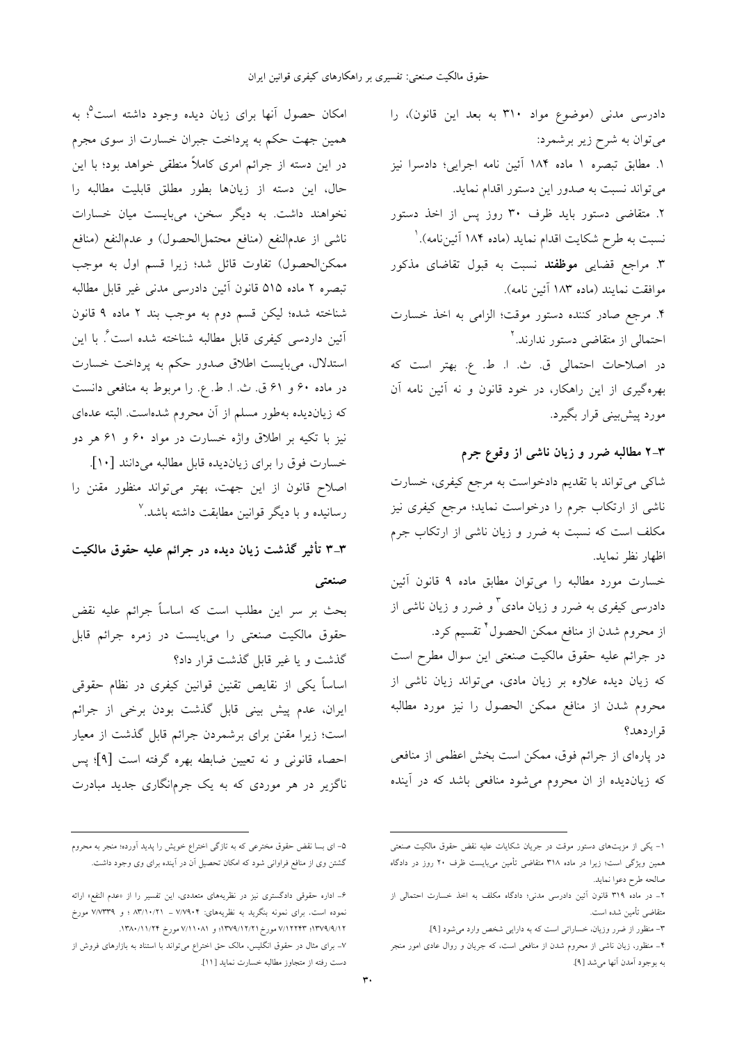دادرسی مدنی (موضوع مواد ۳۱۰ به بعد این قانون)، را می‌توان به شرح زیر برشمرد:

۱. مطابق تبصره ۱ ماده ۱۸۴ آئین نامه اجرایی؛ دادسرا نیز می‌تواند نسبت به صدور این دستور اقدام نماید.

۲. متقاضی دستور باید ظرف ۳۰ روز پس از اخذ دستور نسبت به طرح شکایت اقدام نماید (ماده ۱۸۴ آئین‌نامه).[۱]

۳. مراجع قضایی **موظفند** نسبت به قبول تقاضای مذکور موافقت نمایند (ماده ۱۸۳ آئین نامه).

۴. مرجع صادر کننده دستور موقت؛ الزامی به اخذ خسارت احتمالی از متقاضی دستور ندارند.[۲]

در اصلاحات احتمالی ق. ث. ا. ط. ع. بهتر است که بهره‌گیری از این راهکار، در خود قانون و نه آئین نامه آن مورد پیش‌بینی قرار بگیرد.

## ۲-۳ مطالبه ضرر و زیان ناشی از وقوع جرم

شاکی می‌تواند با تقدیم دادخواست به مرجع کیفری، خسارت ناشی از ارتکاب جرم را درخواست نماید؛ مرجع کیفری نیز مکلف است که نسبت به ضرر و زیان ناشی از ارتکاب جرم اظهار نظر نماید.

خسارت مورد مطالبه را می‌توان مطابق ماده ۹ قانون آئین دادرسی کیفری به ضرر و زیان مادی[۳] و ضرر و زیان ناشی از از محروم شدن از منافع ممکن الحصول[۴] تقسیم کرد.

در جرائم علیه حقوق مالکیت صنعتی این سوال مطرح است که زیان دیده علاوه بر زیان مادی، می‌تواند زیان ناشی از محروم شدن از منافع ممکن الحصول را نیز مورد مطالبه قراردهد؟

در پاره‌ای از جرائم فوق، ممکن است بخش اعظمی از منافعی که زیان‌دیده از ان محروم می‌شود منافعی باشد که در آینده امکان حصول آنها برای زیان دیده وجود داشته است[۵]؛ به همین جهت حکم به پرداخت جبران خسارت از سوی مجرم در این دسته از جرائم امری کاملاً منطقی خواهد بود؛ با این حال، این دسته از زیان‌ها بطور مطلق قابلیت مطالبه را نخواهند داشت. به دیگر سخن، می‌بایست میان خسارات ناشی از عدم‌النفع (منافع محتمل‌الحصول) و عدم‌النفع (منافع ممکن‌الحصول) تفاوت قائل شد؛ زیرا قسم اول به موجب تبصره ۲ ماده ۵۱۵ قانون آئین دادرسی مدنی غیر قابل مطالبه شناخته شده؛ لیکن قسم دوم به موجب بند ۲ ماده ۹ قانون آئین داردسی کیفری قابل مطالبه شناخته شده است[۶]. با این استدلال، می‌بایست اطلاق صدور حکم به پرداخت خسارت در ماده ۶۰ و ۶۱ ق. ث. ا. ط. ع. را مربوط به منافعی دانست که زیان‌دیده به‌طور مسلم از آن محروم شده‌است. البته عده‌ای نیز با تکیه بر اطلاق واژه خسارت در مواد ۶۰ و ۶۱ هر دو خسارت فوق را برای زیان‌دیده قابل مطالبه می‌دانند [۱۰].

اصلاح قانون از این جهت، بهتر می‌تواند منظور مقنن را رسانیده و با دیگر قوانین مطابقت داشته باشد.[۷]

## ۳-۳ تأثیر گذشت زیان دیده در جرائم علیه حقوق مالکیت صنعتی

بحث بر سر این مطلب است که اساساً جرائم علیه نقض حقوق مالکیت صنعتی را می‌بایست در زمره جرائم قابل گذشت و یا غیر قابل گذشت قرار داد؟

اساساً یکی از نقایص تقنین قوانین کیفری در نظام حقوقی ایران، عدم پیش بینی قابل گذشت بودن برخی از جرائم است؛ زیرا مقنن برای برشمردن جرائم قابل گذشت از معیار احصاء قانونی و نه تعیین ضابطه بهره گرفته است [۹]؛ پس ناگزیر در هر موردی که به یک جرم‌انگاری جدید مبادرت

---

۱- یکی از مزیت‌های دستور موقت در جریان شکایات علیه نقض حقوق مالکیت صنعتی همین ویژگی است؛ زیرا در ماده ۳۱۸ متقاضی تأمین می‌بایست ظرف ۲۰ روز در دادگاه صالحه طرح دعوا نماید.

۲- در ماده ۳۱۹ قانون آئین دادرسی مدنی؛ دادگاه مکلف به اخذ خسارت احتمالی از متقاضی تأمین شده است.

۳- منظور از ضرر وزیان، خساراتی است که به دارایی شخص وارد می‌شود [۹].

۴- منظور، زیان ناشی از محروم شدن از منافعی است، که جریان و روال عادی امور منجر به بوجود آمدن آنها می‌شد [۹].

۵- ای بسا نقض حقوق مخترعی که به تازگی اختراع خویش را پدید آورده؛ منجر به محروم گشتن وی از منافع فراوانی شود که امکان تحصیل آن در آینده برای وی وجود داشت.

۶- اداره حقوقی دادگستری نیز در نظریه‌های متعددی، این تفسیر را از «عدم النفع» ارائه نموده است. برای نمونه بنگرید به نظریه‌های: ۷/۷۹۰۴ – ۸۳/۱۰/۲۱ ؛ و ۷/۷۳۳۹ مورخ ۱۳۷۹/۹/۱۲؛ ۷/۱۲۲۴۳ مورخ ۱۳۷۹/۱۲/۲۱؛ و ۷/۱۱۰۸۱ مورخ ۱۳۸۰/۱۱/۲۴.

۷- برای مثال در حقوق انگلیس، مالک حق اختراع می‌تواند با استناد به بازارهای فروش از دست رفته از متجاوز مطالبه خسارت نماید [۱۱].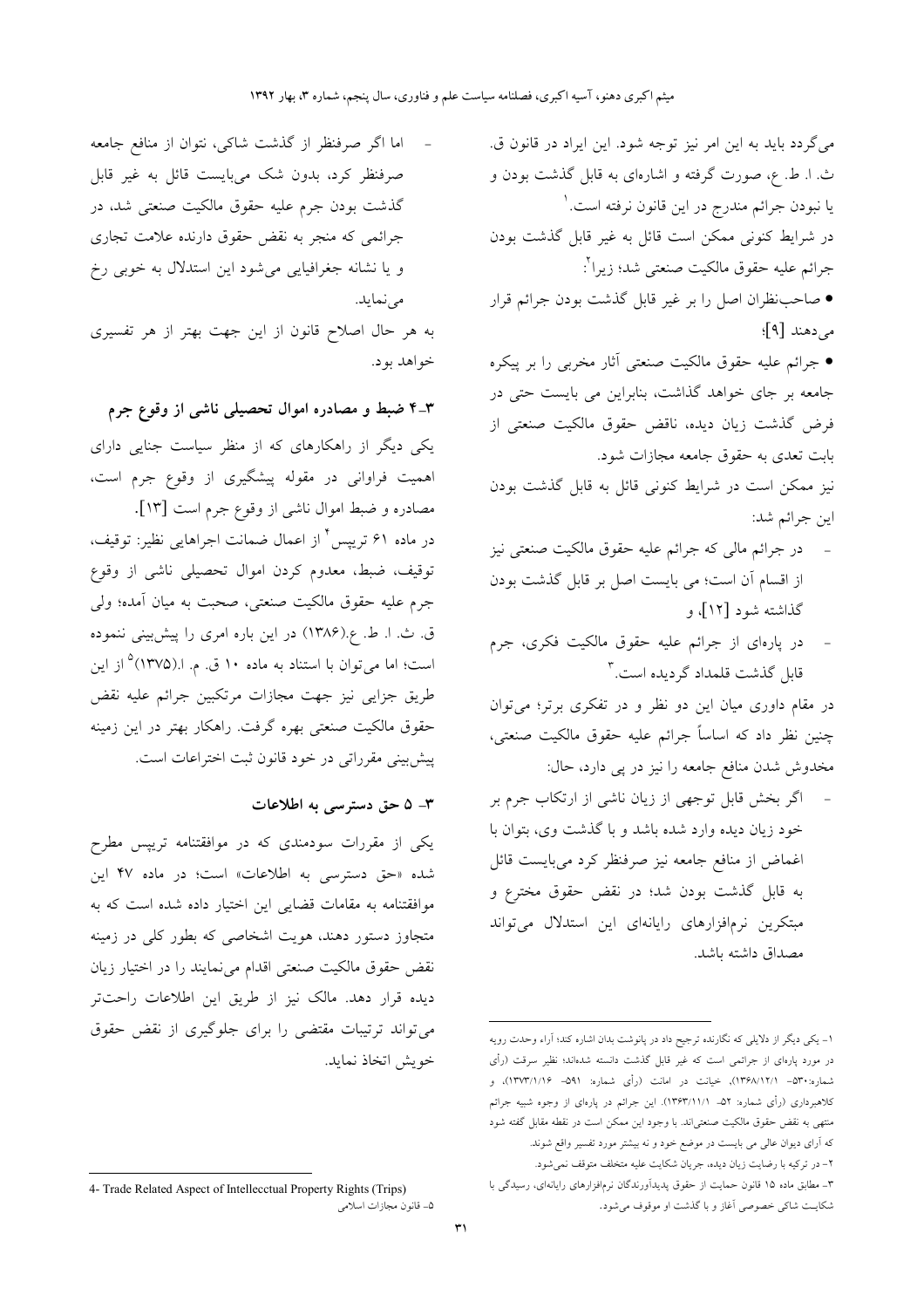می‌گردد باید به این امر نیز توجه شود. این ایراد در قانون ق. ث. ا. ط. ع، صورت گرفته و اشاره‌ای به قابل گذشت بودن و یا نبودن جرائم مندرج در این قانون نرفته است.[1]

در شرایط کنونی ممکن است قائل به غیر قابل گذشت بودن جرائم علیه حقوق مالکیت صنعتی شد؛ زیرا[2]:

- صاحب‌نظران اصل را بر غیر قابل گذشت بودن جرائم قرار می‌دهند [9]؛
- جرائم علیه حقوق مالکیت صنعتی آثار مخربی را بر پیکره جامعه بر جای خواهد گذاشت، بنابراین می بایست حتی در فرض گذشت زیان دیده، ناقض حقوق مالکیت صنعتی از بابت تعدی به حقوق جامعه مجازات شود.

نیز ممکن است در شرایط کنونی قائل به قابل گذشت بودن این جرائم شد:

- در جرائم مالی که جرائم علیه حقوق مالکیت صنعتی نیز از اقسام آن است؛ می بایست اصل بر قابل گذشت بودن گذاشته شود [12]، و
- در پاره‌ای از جرائم علیه حقوق مالکیت فکری، جرم قابل گذشت قلمداد گردیده است.[3]

در مقام داوری میان این دو نظر و در تفکری برتر؛ می‌توان چنین نظر داد که اساساً جرائم علیه حقوق مالکیت صنعتی، مخدوش شدن منافع جامعه را نیز در پی دارد، حال:

- اگر بخش قابل توجهی از زیان ناشی از ارتکاب جرم بر خود زیان دیده وارد شده باشد و با گذشت وی، بتوان با اغماض از منافع جامعه نیز صرفنظر کرد می‌بایست قائل به قابل گذشت بودن شد؛ در نقض حقوق مخترع و مبتکرین نرم‌افزارهای رایانه‌ای این استدلال می‌تواند مصداق داشته باشد.
- اما اگر صرفنظر از گذشت شاکی، نتوان از منافع جامعه صرفنظر کرد، بدون شک می‌بایست قائل به غیر قابل گذشت بودن جرم علیه حقوق مالکیت صنعتی شد، در جرائمی که منجر به نقض حقوق دارنده علامت تجاری و یا نشانه جغرافیایی می‌شود این استدلال به خوبی رخ می‌نماید.

به هر حال اصلاح قانون از این جهت بهتر از هر تفسیری خواهد بود.

### ۳ـ۴ ضبط و مصادره اموال تحصیلی ناشی از وقوع جرم

یکی دیگر از راهکارهای که از منظر سیاست جنایی دارای اهمیت فراوانی در مقوله پیشگیری از وقوع جرم است، مصادره و ضبط اموال ناشی از وقوع جرم است [13].

در ماده ۶۱ تریپس[4] از اعمال ضمانت اجراهایی نظیر: توقیف، توقیف، ضبط، معدوم کردن اموال تحصیلی ناشی از وقوع جرم علیه حقوق مالکیت صنعتی، صحبت به میان آمده؛ ولی ق. ث. ا. ط. ع.(۱۳۸۶) در این باره امری را پیش‌بینی ننموده است؛ اما می‌توان با استناد به ماده ۱۰ ق. م. ا.(۱۳۷۵)[5] از این طریق جزایی نیز جهت مجازات مرتکبین جرائم علیه نقض حقوق مالکیت صنعتی بهره گرفت. راهکار بهتر در این زمینه پیش‌بینی مقرراتی در خود قانون ثبت اختراعات است.

### ۳ـ ۵ حق دسترسی به اطلاعات

یکی از مقررات سودمندی که در موافقتنامه تریپس مطرح شده «حق دسترسی به اطلاعات» است؛ در ماده ۴۷ این موافقتنامه به مقامات قضایی این اختیار داده شده است که به متجاوز دستور دهند، هویت اشخاصی که بطور کلی در زمینه نقض حقوق مالکیت صنعتی اقدام می‌نمایند را در اختیار زیان دیده قرار دهد. مالک نیز از طریق این اطلاعات راحت‌تر می‌تواند ترتیبات مقتضی را برای جلوگیری از نقض حقوق خویش اتخاذ نماید.

---

۱- یکی دیگر از دلایلی که نگارنده ترجیح داد در پانوشت بدان اشاره کند؛ آراء وحدت رویه در مورد پاره‌ای از جرائمی است که غیر قابل گذشت دانسته شده‌اند؛ نظیر سرقت (رأی شماره:۵۳۰- ۱۳۶۸/۱۲/۱)، خیانت در امانت (رأی شماره: ۵۹۱- ۱۳۷۳/۱/۱۶)، و کلاهبرداری (رأی شماره: ۵۲- ۱۳۶۳/۱۱/۱). این جرائم در پاره‌ای از وجوه شبیه جرائم منتهی به نقض حقوق مالکیت صنعتی‌اند. با وجود این ممکن است در نقطه مقابل گفته شود که آرای دیوان عالی می بایست در موضع خود و نه بیشتر مورد تفسیر واقع شوند.

۲- در ترکیه با رضایت زیان دیده، جریان شکایت علیه متخلف متوقف نمی‌شود.

۳- مطابق ماده ۱۵ قانون حمایت از حقوق پدیدآورندگان نرم‌افزارهای رایانه‌ای، رسیدگی با شکایت شاکی خصوصی آغاز و با گذشت او موقوف می‌شود.

4- Trade Related Aspect of Intellecctual Property Rights (Trips)

۵- قانون مجازات اسلامی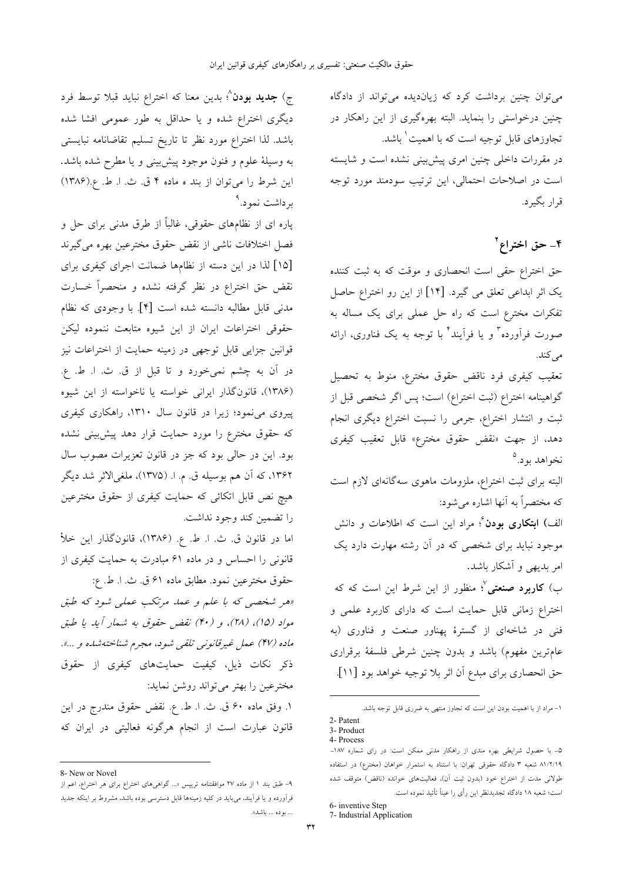می‌توان چنین برداشت کرد که زیان‌دیده می‌تواند از دادگاه چنین درخواستی را بنماید. البته بهره‌گیری از این راهکار در تجاوزهای قابل توجیه است که با اهمیت[1] باشد.

در مقررات داخلی چنین امری پیش‌بینی نشده است و شایسته است در اصلاحات احتمالی، این ترتیب سودمند مورد توجه قرار بگیرد.

## ۴- حق اختراع[2]

حق اختراع حقی است انحصاری و موقت که به ثبت کننده یک اثر ابداعی تعلق می گیرد. [۱۴] از این رو اختراع حاصل تفکرات مخترع است که راه حل عملی برای یک مساله به صورت فرآورده[3] و یا فرآیند[4] با توجه به یک فناوری، ارائه می‌کند.

تعقیب کیفری فرد ناقض حقوق مخترع، منوط به تحصیل گواهینامه اختراع (ثبت اختراع) است؛ پس اگر شخصی قبل از ثبت و انتشار اختراع، جرمی را نسبت اختراع دیگری انجام دهد، از جهت «نقض حقوق مخترع» قابل تعقیب کیفری نخواهد بود.[5]

البته برای ثبت اختراع، ملزومات ماهوی سه‌گانه‌ای لازم است که مختصراً به آنها اشاره می‌شود:

الف) **ابتکاری بودن**[6]؛ مراد این است که اطلاعات و دانش موجود نباید برای شخصی که در آن رشته مهارت دارد یک امر بدیهی و آشکار باشد.

ب) **کاربرد صنعتی**[7]؛ منظور از این شرط این است که که اختراع زمانی قابل حمایت است که دارای کاربرد علمی و فنی در شاخه‌ای از گسترهٔ پهناور صنعت و فناوری (به عام‌ترین مفهوم) باشد و بدون چنین شرطی فلسفهٔ برقراری حق انحصاری برای مبدع آن اثر بلا توجیه خواهد بود [۱۱].

ج) **جدید بودن**[8]؛ بدین معنا که اختراع نباید قبلا توسط فرد دیگری اختراع شده و یا حداقل به طور عمومی افشا شده باشد. لذا اختراع مورد نظر تا تاریخ تسلیم تقاضانامه نبایستی به وسیلهٔ علوم و فنون موجود پیش‌بینی و یا مطرح شده باشد. این شرط را می‌توان از بند ه ماده ۴ ق. ث. ا. ط. ع.(۱۳۸۶) برداشت نمود.[9]

پاره ای از نظام‌های حقوقی، غالباً از طرق مدنی برای حل و فصل اختلافات ناشی از نقض حقوق مخترعین بهره می‌گیرند [۱۵] لذا در این دسته از نظام‌ها ضمانت اجرای کیفری برای نقض حق اختراع در نظر گرفته نشده و منحصراً خسارت مدنی قابل مطالبه دانسته شده است [۴]. با وجودی که نظام حقوقی اختراعات ایران از این شیوه متابعت ننموده لیکن قوانین جزایی قابل توجهی در زمینه حمایت از اختراعات نیز در آن به چشم نمی‌خورد و تا قبل از ق. ث. ا. ط. ع. (۱۳۸۶)، قانونگذار ایرانی خواسته یا ناخواسته از این شیوه پیروی می‌نمود؛ زیرا در قانون سال ۱۳۱۰، راهکاری کیفری که حقوق مخترع را مورد حمایت قرار دهد پیش‌بینی نشده بود. این در حالی بود که جز در قانون تعزیرات مصوب سال ۱۳۶۲، که آن هم بوسیله ق. م. ا. (۱۳۷۵)، ملغی‌الاثر شد دیگر هیچ نص قابل اتکائی که حمایت کیفری از حقوق مخترعین را تضمین کند وجود نداشت.

اما در قانون ق. ث. ا. ط. ع. (۱۳۸۶)، قانونگذار این خلأ قانونی را احساس و در ماده ۶۱ مبادرت به حمایت کیفری از حقوق مخترعین نمود. مطابق ماده ۶۱ ق. ث. ا. ط. ع:

*«هر شخصی که با علم و عمد مرتکب عملی شود که طبق مواد (۱۵)، (۲۸)، و (۴۰) نقض حقوق به شمار آید یا طبق ماده (۴۷) عمل غیرقانونی تلقی شود، مجرم شناخته‌شده و ...».*

ذکر نکات ذیل، کیفیت حمایت‌های کیفری از حقوق مخترعین را بهتر می‌تواند روشن نماید:

۱. وفق ماده ۶۰ ق. ث. ا. ط. ع. نقض حقوق مندرج در این قانون عبارت است از انجام هرگونه فعالیتی در ایران که

---

۱- مراد از با اهمیت بودن این است که تجاوز منتهی به ضرری قابل توجه باشد.

2- Patent

3- Product

4- Process

۵- با حصول شرایطی بهره مندی از راهکار مدنی ممکن است: در رای شماره ۱۸۷-۸۱/۲/۱۹ شعبه ۳ دادگاه حقوقی تهران: با استناد به استمرار خواهان (مخترع) در استفاده طولانی مدت از اختراع خود (بدون ثبت آن)، فعالیت‌های خوانده (ناقض) متوقف شده است؛ شعبه ۱۸ دادگاه تجدیدنظر این رأی را عیناً تأیید نموده است.

6- inventive Step

7- Industrial Application

8- New or Novel

۹- طبق بند ۱ از ماده ۲۷ موافقتنامه تریپس «... گواهی‌های اختراع برای هر اختراع، اعم از فرآورده و یا فرآیند، می‌باید در کلیه زمینه‌ها قابل دسترسی بوده باشد، مشروط بر اینکه جدید ... بوده ... باشد».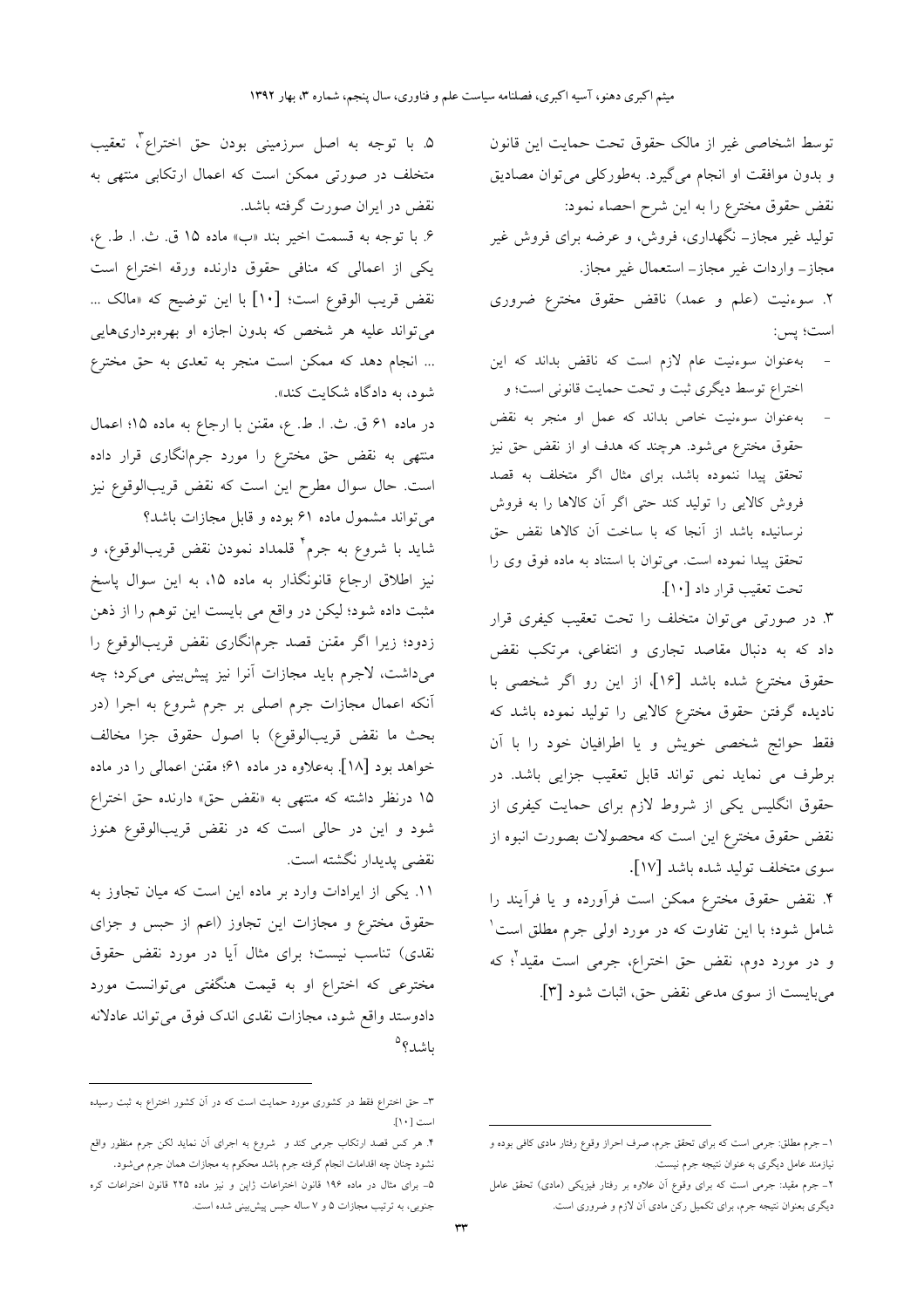توسط اشخاصی غیر از مالک حقوق تحت حمایت این قانون و بدون موافقت او انجام می‌گیرد. به‌طورکلی می‌توان مصادیق نقض حقوق مخترع را به این شرح احصاء نمود:

تولید غیر مجاز- نگهداری، فروش، و عرضه برای فروش غیر مجاز- واردات غیر مجاز- استعمال غیر مجاز.

۲. سوءنیت (علم و عمد) ناقض حقوق مخترع ضروری است؛ پس:

- به‌عنوان سوءنیت عام لازم است که ناقض بداند که این اختراع توسط دیگری ثبت و تحت حمایت قانونی است؛ و
- به‌عنوان سوءنیت خاص بداند که عمل او منجر به نقض حقوق مخترع می‌شود. هرچند که هدف او از نقض حق نیز تحقق پیدا ننموده باشد، برای مثال اگر متخلف به قصد فروش کالایی را تولید کند حتی اگر آن کالاها را به فروش نرسانیده باشد از آنجا که با ساخت آن کالاها نقض حق تحقق پیدا نموده است. می‌توان با استناد به ماده فوق وی را تحت تعقیب قرار داد [۱۰].

۳. در صورتی می‌توان متخلف را تحت تعقیب کیفری قرار داد که به دنبال مقاصد تجاری و انتفاعی، مرتکب نقض حقوق مخترع شده باشد [۱۶]. از این رو اگر شخصی با نادیده گرفتن حقوق مخترع کالایی را تولید نموده باشد که فقط حوائج شخصی خویش و یا اطرافیان خود را با آن برطرف می نماید نمی تواند قابل تعقیب جزایی باشد. در حقوق انگلیس یکی از شروط لازم برای حمایت کیفری از نقض حقوق مخترع این است که محصولات بصورت انبوه از سوی متخلف تولید شده باشد [۱۷].

۴. نقض حقوق مخترع ممکن است فرآورده و یا فرآیند را شامل شود؛ با این تفاوت که در مورد اولی جرم مطلق است[۱] و در مورد دوم، نقض حق اختراع، جرمی است مقید[۲]؛ که می‌بایست از سوی مدعی نقض حق، اثبات شود [۳].

۵. با توجه به اصل سرزمینی بودن حق اختراع[۳]، تعقیب متخلف در صورتی ممکن است که اعمال ارتکابی منتهی به نقض در ایران صورت گرفته باشد.

۶. با توجه به قسمت اخیر بند «ب» ماده ۱۵ ق. ث. ا. ط. ع، یکی از اعمالی که منافی حقوق دارنده ورقه اختراع است نقض قریب الوقوع است؛ [۱۰] با این توضیح که «مالک ... می‌تواند علیه هر شخص که بدون اجازه او بهره‌برداری‌هایی ... انجام دهد که ممکن است منجر به تعدی به حق مخترع شود، به دادگاه شکایت کند».

در ماده ۶۱ ق. ث. ا. ط. ع، مقنن با ارجاع به ماده ۱۵؛ اعمال منتهی به نقض حق مخترع را مورد جرم‌انگاری قرار داده است. حال سوال مطرح این است که نقض قریب‌الوقوع نیز می‌تواند مشمول ماده ۶۱ بوده و قابل مجازات باشد؟

شاید با شروع به جرم[۴] قلمداد نمودن نقض قریب‌الوقوع، و نیز اطلاق ارجاع قانونگذار به ماده ۱۵، به این سوال پاسخ مثبت داده شود؛ لیکن در واقع می بایست این توهم را از ذهن زدود؛ زیرا اگر مقنن قصد جرم‌انگاری نقض قریب‌الوقوع را می‌داشت، لاجرم باید مجازات آنرا نیز پیش‌بینی می‌کرد؛ چه آنکه اعمال مجازات جرم اصلی بر جرم شروع به اجرا (در بحث ما نقض قریب‌الوقوع) با اصول حقوق جزا مخالف خواهد بود [۱۸]. به‌علاوه در ماده ۶۱؛ مقنن اعمالی را در ماده ۱۵ درنظر داشته که منتهی به «نقض حق» دارنده حق اختراع شود و این در حالی است که در نقض قریب‌الوقوع هنوز نقضی پدیدار نگشته است.

۱۱. یکی از ایرادات وارد بر ماده این است که میان تجاوز به حقوق مخترع و مجازات این تجاوز (اعم از حبس و جزای نقدی) تناسب نیست؛ برای مثال آیا در مورد نقض حقوق مخترعی که اختراع او به قیمت هنگفتی می‌توانست مورد دادوستد واقع شود، مجازات نقدی اندک فوق می‌تواند عادلانه باشد؟[۵]

---

۱- جرم مطلق: جرمی است که برای تحقق جرم، صرف احراز وقوع رفتار مادی کافی بوده و نیازمند عامل دیگری به عنوان نتیجه جرم نیست.

۲- جرم مقید: جرمی است که برای وقوع آن علاوه بر رفتار فیزیکی (مادی) تحقق عامل دیگری بعنوان نتیجه جرم، برای تکمیل رکن مادی آن لازم و ضروری است.

۳- حق اختراع فقط در کشوری مورد حمایت است که در آن کشور اختراع به ثبت رسیده است [۱۰].

۴. هر کس قصد ارتکاب جرمی کند و شروع به اجرای آن نماید لکن جرم منظور واقع نشود چنان چه اقدامات انجام گرفته جرم باشد محکوم به مجازات همان جرم می‌شود.

۵- برای مثال در ماده ۱۹۶ قانون اختراعات ژاپن و نیز ماده ۲۲۵ قانون اختراعات کره جنوبی، به ترتیب مجازات ۵ و ۷ ساله حبس پیش‌بینی شده است.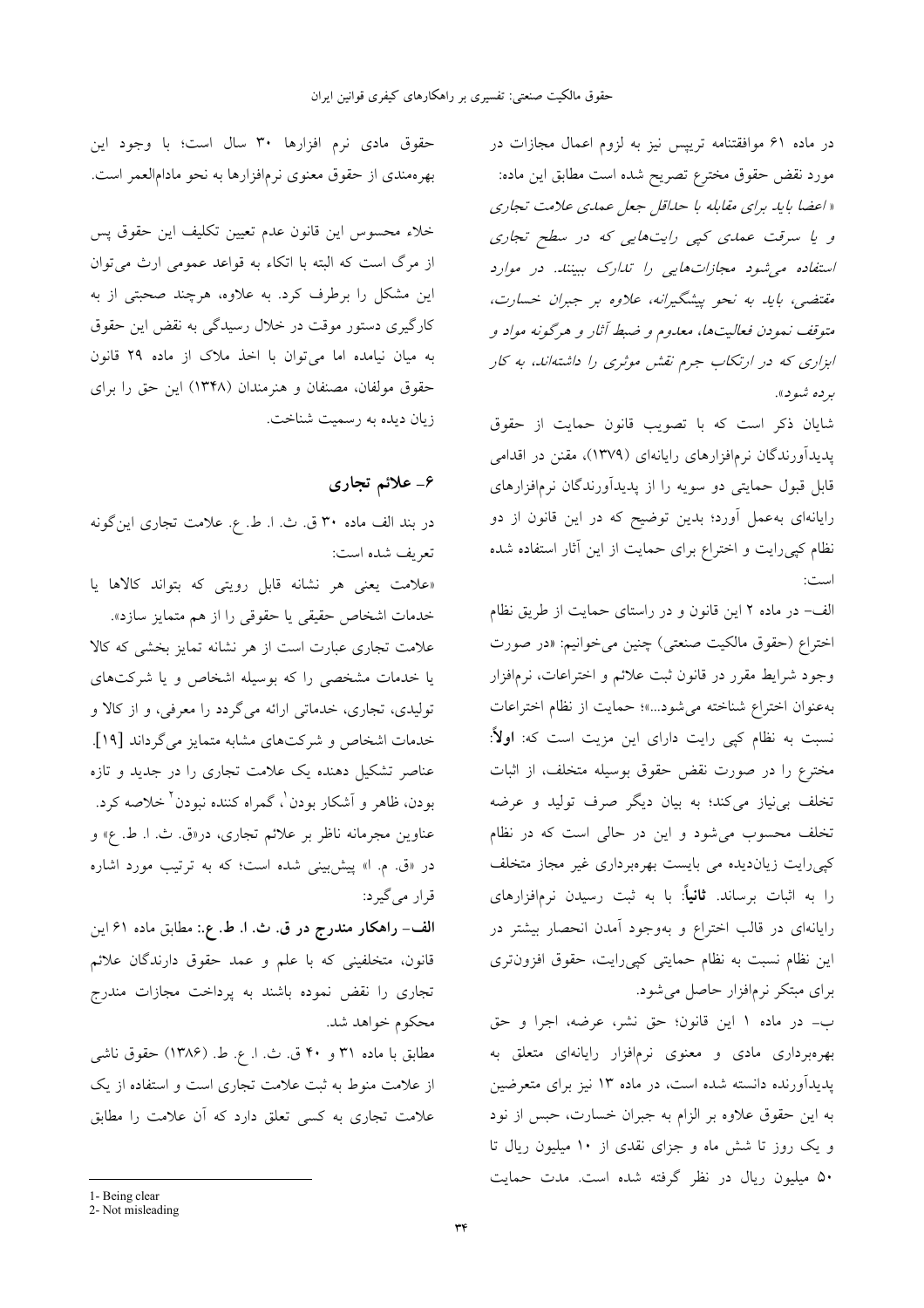در ماده ۶۱ موافقتنامه تریپس نیز به لزوم اعمال مجازات در مورد نقض حقوق مخترع تصریح شده است مطابق این ماده: *« اعضا باید برای مقابله با حداقل جعل عمدی علامت تجاری و یا سرقت عمدی کپی رایت‌هایی که در سطح تجاری استفاده می‌شود مجازات‌هایی را تدارک ببینند. در موارد مقتضی، باید به نحو پیشگیرانه، علاوه بر جبران خسارت، متوقف نمودن فعالیت‌ها، معدوم و ضبط آثار و هرگونه مواد و ابزاری که در ارتکاب جرم نقش موثری را داشته‌اند، به کار برده شود».*

شایان ذکر است که با تصویب قانون حمایت از حقوق پدیدآورندگان نرم‌افزارهای رایانه‌ای (۱۳۷۹)، مقنن در اقدامی قابل قبول حمایتی دو سویه را از پدیدآورندگان نرم‌افزارهای رایانه‌ای به‌عمل آورد؛ بدین توضیح که در این قانون از دو نظام کپی‌رایت و اختراع برای حمایت از این آثار استفاده شده است:

الف- در ماده ۲ این قانون و در راستای حمایت از طریق نظام اختراع (حقوق مالکیت صنعتی) چنین می‌خوانیم: «در صورت وجود شرایط مقرر در قانون ثبت علائم و اختراعات، نرم‌افزار به‌عنوان اختراع شناخته می‌شود...»؛ حمایت از نظام اختراعات نسبت به نظام کپی رایت دارای این مزیت است که: **اولاً**: مخترع را در صورت نقض حقوق بوسیله متخلف، از اثبات تخلف بی‌نیاز می‌کند؛ به بیان دیگر صرف تولید و عرضه تخلف محسوب می‌شود و این در حالی است که در نظام کپی‌رایت زیان‌دیده می بایست بهره‌برداری غیر مجاز متخلف را به اثبات برساند. **ثانیاً**: با به ثبت رسیدن نرم‌افزارهای رایانه‌ای در قالب اختراع و به‌وجود آمدن انحصار بیشتر در این نظام نسبت به نظام حمایتی کپی‌رایت، حقوق افزون‌تری برای مبتکر نرم‌افزار حاصل می‌شود.

ب- در ماده ۱ این قانون؛ حق نشر، عرضه، اجرا و حق بهره‌برداری مادی و معنوی نرم‌افزار رایانه‌ای متعلق به پدیدآورنده دانسته شده است، در ماده ۱۳ نیز برای متعرضین به این حقوق علاوه بر الزام به جبران خسارت، حبس از نود و یک روز تا شش ماه و جزای نقدی از ۱۰ میلیون ریال تا ۵۰ میلیون ریال در نظر گرفته شده است. مدت حمایت حقوق مادی نرم افزارها ۳۰ سال است؛ با وجود این بهره‌مندی از حقوق معنوی نرم‌افزارها به نحو مادام‌العمر است.

خلاء محسوس این قانون عدم تعیین تکلیف این حقوق پس از مرگ است که البته با اتکاء به قواعد عمومی ارث می‌توان این مشکل را برطرف کرد. به علاوه، هرچند صحبتی از به کارگیری دستور موقت در خلال رسیدگی به نقض این حقوق به میان نیامده اما می‌توان با اخذ ملاک از ماده ۲۹ قانون حقوق مولفان، مصنفان و هنرمندان (۱۳۴۸) این حق را برای زیان دیده به رسمیت شناخت.

## ۶- علائم تجاری

در بند الف ماده ۳۰ ق. ث. ا. ط. ع. علامت تجاری این‌گونه تعریف شده است:

«علامت یعنی هر نشانه قابل رویتی که بتواند کالاها یا خدمات اشخاص حقیقی یا حقوقی را از هم متمایز سازد».

علامت تجاری عبارت است از هر نشانه تمایز بخشی که کالا یا خدمات مشخصی را که بوسیله اشخاص و یا شرکت‌های تولیدی، تجاری، خدماتی ارائه می‌گردد را معرفی، و از کالا و خدمات اشخاص و شرکت‌های مشابه متمایز می‌گرداند [19]. عناصر تشکیل دهنده یک علامت تجاری را در جدید و تازه بودن، ظاهر و آشکار بودن[1]، گمراه کننده نبودن[2] خلاصه کرد.

عناوین مجرمانه ناظر بر علائم تجاری، در«ق. ث. ا. ط. ع» و در «ق. م. ا» پیش‌بینی شده است؛ که به ترتیب مورد اشاره قرار می‌گیرد:

**الف- راهکار مندرج در ق. ث. ا. ط. ع.:** مطابق ماده ۶۱ این قانون، متخلفینی که با علم و عمد حقوق دارندگان علائم تجاری را نقض نموده باشند به پرداخت مجازات مندرج محکوم خواهند شد.

مطابق با ماده ۳۱ و ۴۰ ق. ث. ا. ع. ط. (۱۳۸۶) حقوق ناشی از علامت منوط به ثبت علامت تجاری است و استفاده از یک علامت تجاری به کسی تعلق دارد که آن علامت را مطابق

---

1- Being clear
2- Not misleading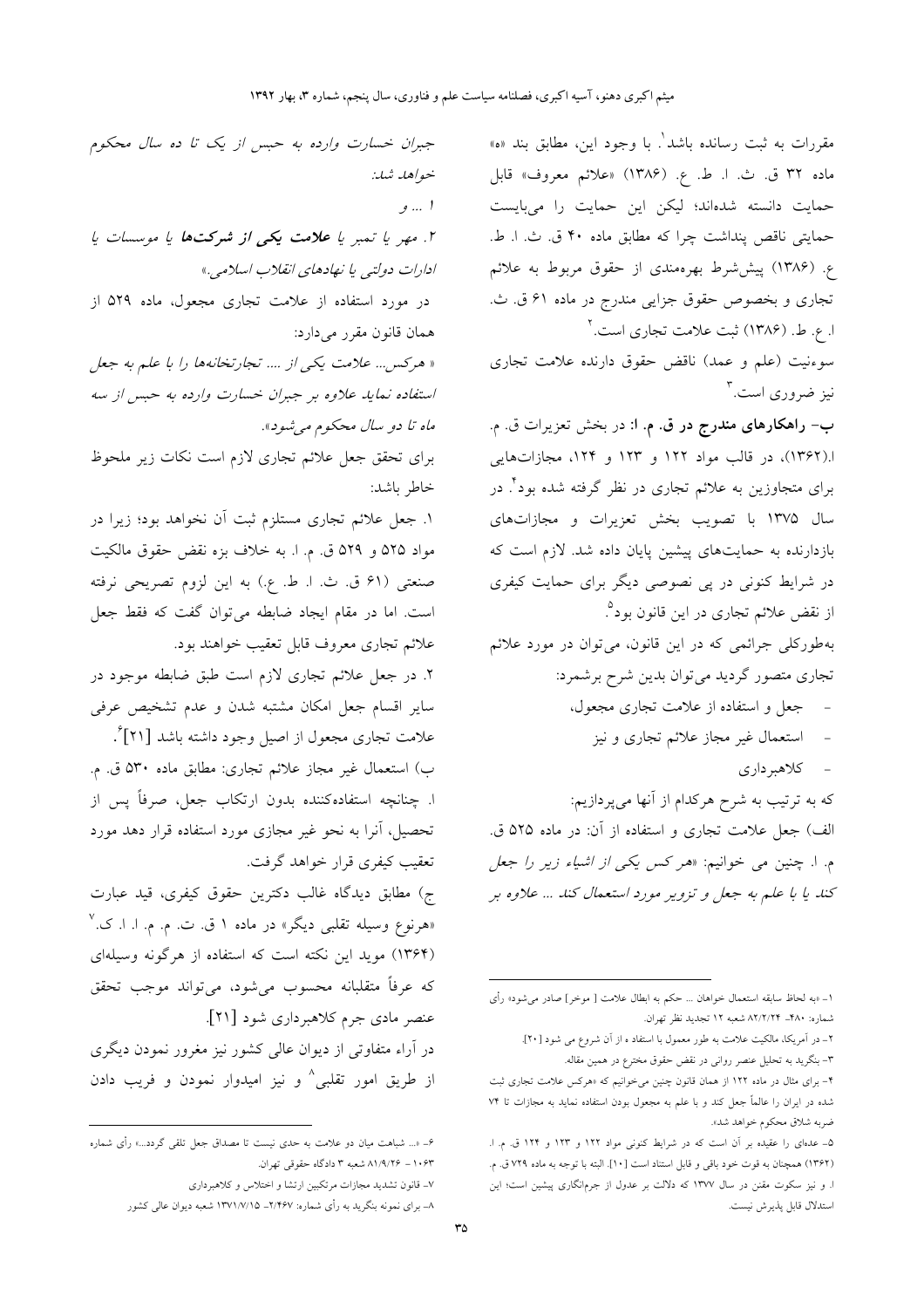مقررات به ثبت رسانده باشد[1]. با وجود این، مطابق بند «ه» ماده ۳۲ ق. ث. ا. ط. ع. (۱۳۸۶) «علائم معروف» قابل حمایت دانسته شده‌اند؛ لیکن این حمایت را می‌بایست حمایتی ناقص پنداشت چرا که مطابق ماده ۴۰ ق. ث. ا. ط. ع. (۱۳۸۶) پیش‌شرط بهره‌مندی از حقوق مربوط به علائم تجاری و بخصوص حقوق جزایی مندرج در ماده ۶۱ ق. ث. ا. ع. ط. (۱۳۸۶) ثبت علامت تجاری است.[2]

سوءنیت (علم و عمد) ناقض حقوق دارنده علامت تجاری نیز ضروری است.[3]

**ب- راهکارهای مندرج در ق. م. ا:** در بخش تعزیرات ق. م. ا.(۱۳۶۲)، در قالب مواد ۱۲۲ و ۱۲۳ و ۱۲۴، مجازات‌هایی برای متجاوزین به علائم تجاری در نظر گرفته شده بود[4]. در سال ۱۳۷۵ با تصویب بخش تعزیرات و مجازات‌های بازدارنده به حمایت‌های پیشین پایان داده شد. لازم است که در شرایط کنونی در پی نصوصی دیگر برای حمایت کیفری از نقض علائم تجاری در این قانون بود[5].

به‌طورکلی جرائمی که در این قانون، می‌توان در مورد علائم تجاری متصور گردید می‌توان بدین شرح برشمرد:

- جعل و استفاده از علامت تجاری مجعول،
- استعمال غیر مجاز علائم تجاری و نیز
- کلاهبرداری

که به ترتیب به شرح هرکدام از آنها می‌پردازیم:

الف) جعل علامت تجاری و استفاده از آن: در ماده ۵۲۵ ق. م. ا. چنین می خوانیم: «*هر کس یکی از اشیاء زیر را جعل کند یا با علم به جعل و تزویر مورد استعمال کند ... علاوه بر جبران خسارت وارده به حبس از یک تا ده سال محکوم خواهد شد:*

*۱ ... و*

*۲. مهر یا تمبر یا **علامت یکی از شرکت‌ها** یا موسسات یا ادارات دولتی یا نهادهای انقلاب اسلامی.*»

در مورد استفاده از علامت تجاری مجعول، ماده ۵۲۹ از همان قانون مقرر می‌دارد:

«*هرکس... علامت یکی از .... تجارتخانه‌ها را با علم به جعل استفاده نماید علاوه بر جبران خسارت وارده به حبس از سه ماه تا دو سال محکوم می‌شود*».

برای تحقق جعل علائم تجاری لازم است نکات زیر ملحوظ خاطر باشد:

۱. جعل علائم تجاری مستلزم ثبت آن نخواهد بود؛ زیرا در مواد ۵۲۵ و ۵۲۹ ق. م. ا. به خلاف بزه نقض حقوق مالکیت صنعتی (۶۱ ق. ث. ا. ط. ع.) به این لزوم تصریحی نرفته است. اما در مقام ایجاد ضابطه می‌توان گفت که فقط جعل علائم تجاری معروف قابل تعقیب خواهند بود.

۲. در جعل علائم تجاری لازم است طبق ضابطه موجود در سایر اقسام جعل امکان مشتبه شدن و عدم تشخیص عرفی علامت تجاری مجعول از اصیل وجود داشته باشد [21][6].

ب) استعمال غیر مجاز علائم تجاری: مطابق ماده ۵۳۰ ق. م. ا. چنانچه استفاده‌کننده بدون ارتکاب جعل، صرفاً پس از تحصیل، آنرا به نحو غیر مجازی مورد استفاده قرار دهد مورد تعقیب کیفری قرار خواهد گرفت.

ج) مطابق دیدگاه غالب دکترین حقوق کیفری، قید عبارت «هرنوع وسیله تقلبی دیگر» در ماده ۱ ق. ت. م. م. ا. ا. ک.[7] (۱۳۶۴) موید این نکته است که استفاده از هرگونه وسیله‌ای که عرفاً متقلبانه محسوب می‌شود، می‌تواند موجب تحقق عنصر مادی جرم کلاهبرداری شود [21].

در آراء متفاوتی از دیوان عالی کشور نیز مغرور نمودن دیگری از طریق امور تقلبی[8] و نیز امیدوار نمودن و فریب دادن

---

۱- «به لحاظ سابقه استعمال خواهان ... حکم به ابطال علامت [ موخر] صادر می‌شود» رأی شماره: ۴۸۰- ۸۲/۲/۲۴ شعبه ۱۲ تجدید نظر تهران.

۲- در آمریکا، مالکیت علامت به طور معمول با استفاده ا ز آن شروع می شود [20].

۳- بنگرید به تحلیل عنصر روانی در نقض حقوق مخترع در همین مقاله.

۴- برای مثال در ماده ۱۲۲ از همان قانون چنین می‌خوانیم که «هرکس علامت تجاری ثبت شده در ایران را عالماً جعل کند و با علم به مجعول بودن استفاده نماید به مجازات تا ۷۴ ضربه شلاق محکوم خواهد شد».

۵- عده‌ای را عقیده بر آن است که در شرایط کنونی مواد ۱۲۲ و ۱۲۳ و ۱۲۴ ق. م. ا. (۱۳۶۲) همچنان به قوت خود باقی و قابل استناد است [10]. البته با توجه به ماده ۷۲۹ ق. م. ا. و نیز سکوت مقنن در سال ۱۳۷۷ که دلالت بر عدول از جرم‌انگاری پیشین است؛ این استدلال قابل پذیرش نیست.

۶- «... شباهت میان دو علامت به حدی نیست تا مصداق جعل تلقی گردد...» رأی شماره ۱۰۶۳ – ۸۱/۹/۲۶ شعبه ۳ دادگاه حقوقی تهران.

۷- قانون تشدید مجازات مرتکبین ارتشا و اختلاس و کلاهبرداری

۸- برای نمونه بنگرید به رأی شماره: ۲/۴۶۷– ۱۳۷۱/۷/۱۵ شعبه دیوان عالی کشور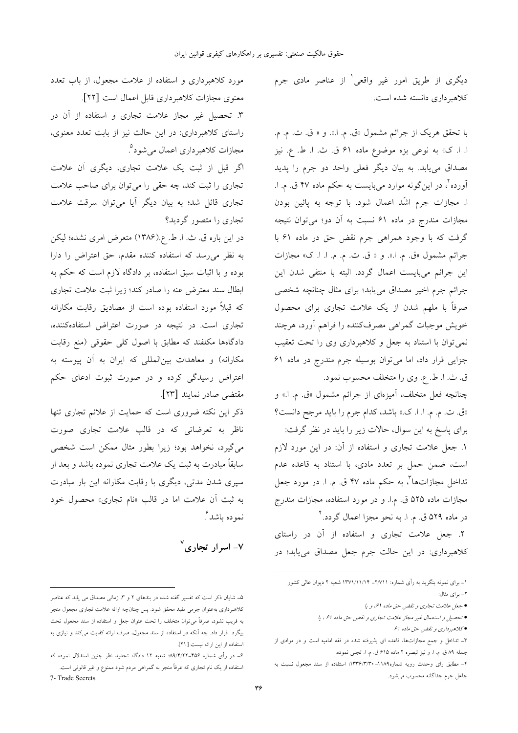دیگری از طریق امور غیر واقعی[1] از عناصر مادی جرم کلاهبرداری دانسته شده است.

با تحقق هریک از جرائم مشمول «ق. م. ا.». و « ق. ت. م. م. ا. ا. ک» به نوعی بزه موضوع ماده ۶۱ ق. ث. ا. ط. ع. نیز مصداق می‌یابد. به بیان دیگر فعلی واحد دو جرم را پدید آورده[2]، در این‌گونه موارد می‌بایست به حکم ماده ۴۷ ق. م. ا. ا. مجازات جرم اشّد اعمال شود. با توجه به پائین بودن مجازات مندرج در ماده ۶۱ نسبت به آن دو؛ می‌توان نتیجه گرفت که با وجود همراهی جرم نقض حق در ماده ۶۱ با جرائم مشمول «ق. م. ا.». و « ق. ت. م. م. ا. ا. ک» مجازات این جرائم می‌بایست اعمال گردد. البته با منتفی شدن این جرائم جرم اخیر مصداق می‌یابد؛ برای مثال چنانچه شخصی صرفاً با ملهم شدن از یک علامت تجاری برای محصول خویش موجبات گمراهی مصرف‌کننده را فراهم آورد، هرچند نمی‌توان با استناد به جعل و کلاهبرداری وی را تحت تعقیب جزایی قرار داد، اما می‌توان بوسیله جرم مندرج در ماده ۶۱ ق. ث. ا. ط. ع. وی را متخلف محسوب نمود.

چنانچه فعل متخلف، آمیزه‌ای از جرائم مشمول «ق. م. ا.» و «ق. ت. م. م. ا. ا. ک.» باشد، کدام جرم را باید مرجع دانست؟ برای پاسخ به این سوال، حالات زیر را باید در نظر گرفت:

۱. جعل علامت تجاری و استفاده از آن: در این مورد لازم است، ضمن حمل بر تعدد مادی، با استناد به قاعده عدم تداخل مجازات‌ها[3]، به حکم ماده ۴۷ ق. م. ا. در مورد جعل مجازات ماده ۵۲۵ ق. م.ا. و در مورد استفاده، مجازات مندرج در ماده ۵۲۹ ق. م. ا. به نحو مجزا اعمال گردد.[4]

۲. جعل علامت تجاری و استفاده از آن در راستای کلاهبرداری: در این حالت جرم جعل مصداق می‌یابد؛ در مورد کلاهبرداری و استفاده از علامت مجعول، از باب تعدد معنوی مجازات کلاهبرداری قابل اعمال است [۲۲].

۳. تحصیل غیر مجاز علامت تجاری و استفاده از آن در راستای کلاهبرداری: در این حالت نیز از بابت تعدد معنوی، مجازات کلاهبرداری اعمال می‌شود[5].

اگر قبل از ثبت یک علامت تجاری، دیگری آن علامت تجاری را ثبت کند، چه حقی را می‌توان برای صاحب علامت تجاری قائل شد؛ به بیان دیگر آیا می‌توان سرقت علامت تجاری را متصور گردید؟

در این باره ق. ث. ا. ط. ع.(۱۳۸۶) متعرض امری نشده؛ لیکن به نظر می‌رسد که استفاده کننده مقدم، حق اعتراض را دارا بوده و با اثبات سبق استفاده، بر دادگاه لازم است که حکم به ابطال سند معترض عنه را صادر کند؛ زیرا ثبت علامت تجاری که قبلاً مورد استفاده بوده است از مصادیق رقابت مکارانه تجاری است. در نتیجه در صورت اعتراض استفاده‌کننده، دادگاه‌ها مکلفند که مطابق با اصول کلی حقوقی (منع رقابت مکارانه) و معاهدات بین‌المللی که ایران به آن پیوسته به اعتراض رسیدگی کرده و در صورت ثبوت ادعای حکم مقتضی صادر نمایند [۲۳].

ذکر این نکته ضروری است که حمایت از علائم تجاری تنها ناظر به تعرضاتی که در قالب علامت تجاری صورت می‌گیرد، نخواهد بود؛ زیرا بطور مثال ممکن است شخصی سابقاً مبادرت به ثبت یک علامت تجاری نموده باشد و بعد از سپری شدن مدتی، دیگری با رقابت مکارانه این بار مبادرت به ثبت آن علامت اما در قالب «نام تجاری» محصول خود نموده باشد[6].

## ۷- اسرار تجاری[7]

---

۱- برای نمونه بنگرید به رأی شماره: ۲/۷۱۱- ۱۳۷۱/۱۱/۱۴ شعبه ۲ دیوان عالی کشور

۲- برای مثال:

- *جعل علامت تجاری و نقض حق ماده ۶۱، و یا*
- *تحصیل و استعمال غیر مجاز علامت تجاری و نقض حق ماده ۶۱ ، یا*
- *کلاهبرداری و نقض حق ماده ۶۱*

۳- تداخل و جمع مجازات‌ها، قاعده ای پذیرفته شده در فقه امامیه است و در موادی از جمله ۸۹ ق. م. ا. و نیز تبصره ۲ ماده ۶۱۵ ق. م. ا. تجلی نموده.

۴- مطابق رای وحدت رویه شماره۱۱۸۹- ۱۳۳۶/۳/۳۰؛ استفاده از سند مجعول نسبت به جاعل جرم جداگانه محسوب می‌شود.

۵- شایان ذکر است که تفسیر گفته شده در بندهای ۲ و ۳، زمانی مصداق می یابد که عناصر کلاهبرداری به‌عنوان جرمی مقید محقق شود. پس چنانچه ارائه علامت تجاری مجعول منجر به فریب نشود، صرفاً می‌توان متخلف را تحت عنوان جعل و استفاده از سند مجعول تحت پیگرد قرار داد. چه آنکه در استفاده از سند مجعول، صرف ارائه کفایت می‌کند و نیازی به استفاده از این ارائه نیست [۲۱].

۶- در رأی شماره ۴۵۶-۸۹/۴/۲۲ شعبه ۱۲ دادگاه تجدید نظر چنین استدلال نموده که استفاده از یک نام تجاری که عرفاً منجر به گمراهی مردم شود ممنوع و غیر قانونی است.

7- Trade Secrets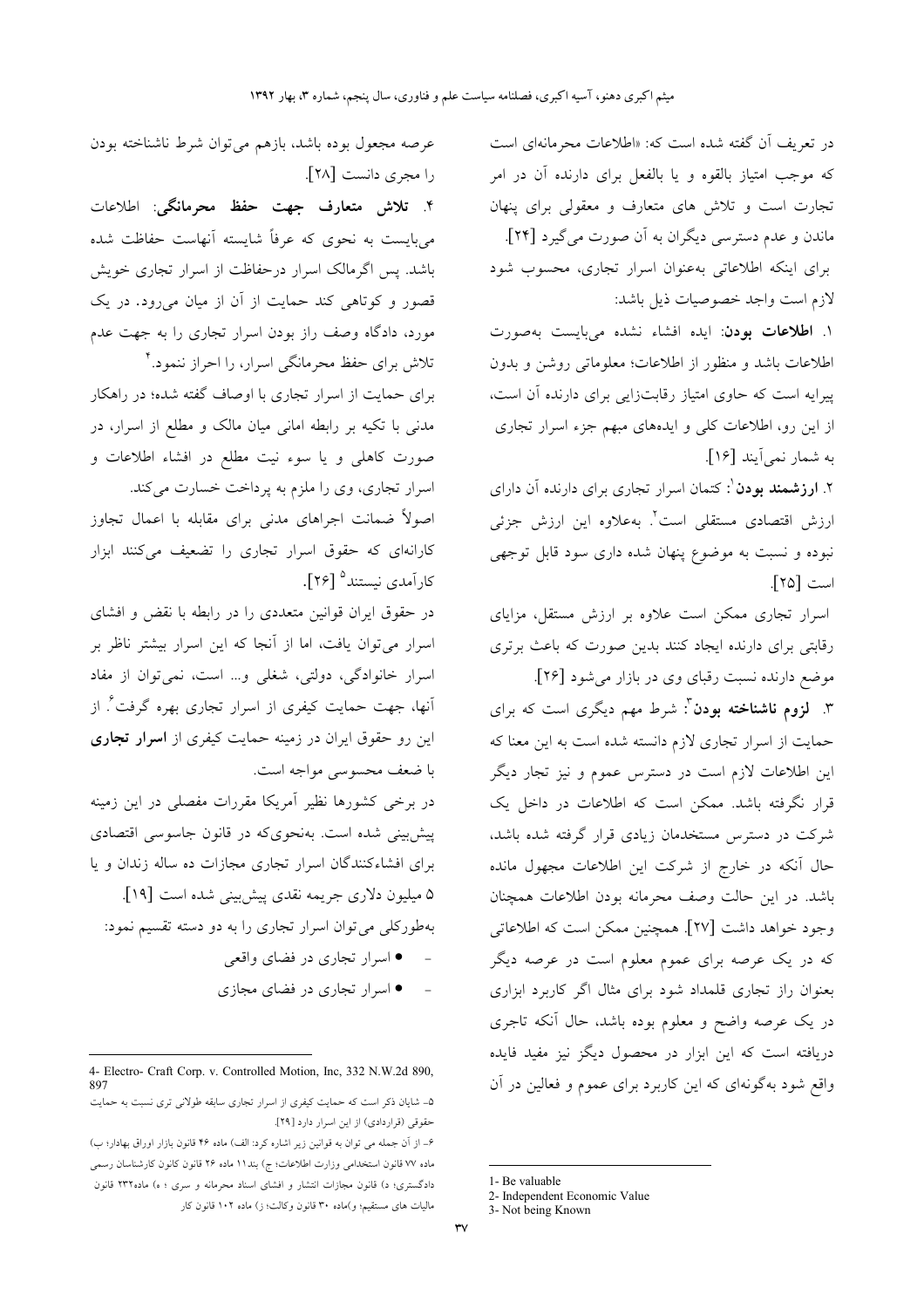در تعریف آن گفته شده است که: «اطلاعات محرمانه‌ای است که موجب امتیاز بالقوه و یا بالفعل برای دارنده آن در امر تجارت است و تلاش های متعارف و معقولی برای پنهان ماندن و عدم دسترسی دیگران به آن صورت می‌گیرد [۲۴].

برای اینکه اطلاعاتی به‌عنوان اسرار تجاری، محسوب شود لازم است واجد خصوصیات ذیل باشد:

۱. **اطلاعات بودن**: ایده افشاء نشده می‌بایست به‌صورت اطلاعات باشد و منظور از اطلاعات؛ معلوماتی روشن و بدون پیرایه است که حاوی امتیاز رقابت‌زایی برای دارنده آن است، از این رو، اطلاعات کلی و ایده‌های مبهم جزء اسرار تجاری به شمار نمی‌آیند [۱۶].

۲. **ارزشمند بودن**[1]: کتمان اسرار تجاری برای دارنده آن دارای ارزش اقتصادی مستقلی است[2]. به‌علاوه این ارزش جزئی نبوده و نسبت به موضوع پنهان شده داری سود قابل توجهی است [۲۵].

اسرار تجاری ممکن است علاوه بر ارزش مستقل، مزایای رقابتی برای دارنده ایجاد کنند بدین صورت که باعث برتری موضع دارنده نسبت رقبای وی در بازار می‌شود [۲۶].

۳. **لزوم ناشناخته بودن**[3]: شرط مهم دیگری است که برای حمایت از اسرار تجاری لازم دانسته شده است به این معنا که این اطلاعات لازم است در دسترس عموم و نیز تجار دیگر قرار نگرفته باشد. ممکن است که اطلاعات در داخل یک شرکت در دسترس مستخدمان زیادی قرار گرفته شده باشد، حال آنکه در خارج از شرکت این اطلاعات مجهول مانده باشد. در این حالت وصف محرمانه بودن اطلاعات همچنان وجود خواهد داشت [۲۷]. همچنین ممکن است که اطلاعاتی که در یک عرصه برای عموم معلوم است در عرصه دیگر بعنوان راز تجاری قلمداد شود برای مثال اگر کاربرد ابزاری در یک عرصه واضح و معلوم بوده باشد، حال آنکه تاجری دریافته است که این ابزار در محصول دیگر نیز مفید فایده واقع شود به‌گونه‌ای که این کاربرد برای عموم و فعالین در آن عرصه مجعول بوده باشد، بازهم می‌توان شرط ناشناخته بودن را مجری دانست [۲۸].

۴. **تلاش متعارف جهت حفظ محرمانگی**: اطلاعات می‌بایست به نحوی که عرفاً شایسته آنهاست حفاظت شده باشد. پس اگرمالک اسرار درحفاظت از اسرار تجاری خویش قصور و کوتاهی کند حمایت از آن از میان می‌رود. در یک مورد، دادگاه وصف راز بودن اسرار تجاری را به جهت عدم تلاش برای حفظ محرمانگی اسرار، را احراز ننمود.[4]

برای حمایت از اسرار تجاری با اوصاف گفته شده؛ در راهکار مدنی با تکیه بر رابطه امانی میان مالک و مطلع از اسرار، در صورت کاهلی و یا سوء نیت مطلع در افشاء اطلاعات و اسرار تجاری، وی را ملزم به پرداخت خسارت می‌کند.

اصولاً ضمانت اجراهای مدنی برای مقابله با اعمال تجاوز کارانه‌ای که حقوق اسرار تجاری را تضعیف می‌کنند ابزار کارآمدی نیستند[5] [۲۶].

در حقوق ایران قوانین متعددی را در رابطه با نقض و افشای اسرار می‌توان یافت، اما از آنجا که این اسرار بیشتر ناظر بر اسرار خانوادگی، دولتی، شغلی و... است، نمی‌توان از مفاد آنها، جهت حمایت کیفری از اسرار تجاری بهره گرفت[6]. از این رو حقوق ایران در زمینه حمایت کیفری از **اسرار تجاری** با ضعف محسوسی مواجه است.

در برخی کشورها نظیر آمریکا مقررات مفصلی در این زمینه پیش‌بینی شده است. به‌نحوی‌که در قانون جاسوسی اقتصادی برای افشاءکنندگان اسرار تجاری مجازات ده ساله زندان و یا ۵ میلیون دلاری جریمه نقدی پیش‌بینی شده است [۱۹].

به‌طورکلی می‌توان اسرار تجاری را به دو دسته تقسیم نمود:

- اسرار تجاری در فضای واقعی
- اسرار تجاری در فضای مجازی

---

1- Be valuable

2- Independent Economic Value

3- Not being Known

4- Electro- Craft Corp. v. Controlled Motion, Inc, 332 N.W.2d 890, 897

۵- شایان ذکر است که حمایت کیفری از اسرار تجاری سابقه طولانی تری نسبت به حمایت حقوقی (قراردادی) از این اسرار دارد [۲۹].

۶- از آن جمله می توان به قوانین زیر اشاره کرد: الف) ماده ۴۶ قانون بازار اوراق بهادار؛ ب) ماده ۷۷ قانون استخدامی وزارت اطلاعات؛ ج) بند۱۱ ماده ۲۶ قانون کانون کارشناسان رسمی دادگستری؛ د) قانون مجازات انتشار و افشای اسناد محرمانه و سری ؛ ه) ماده۲۳۲ قانون مالیات های مستقیم؛ و)ماده ۳۰ قانون وکالت؛ ز) ماده ۱۰۲ قانون کار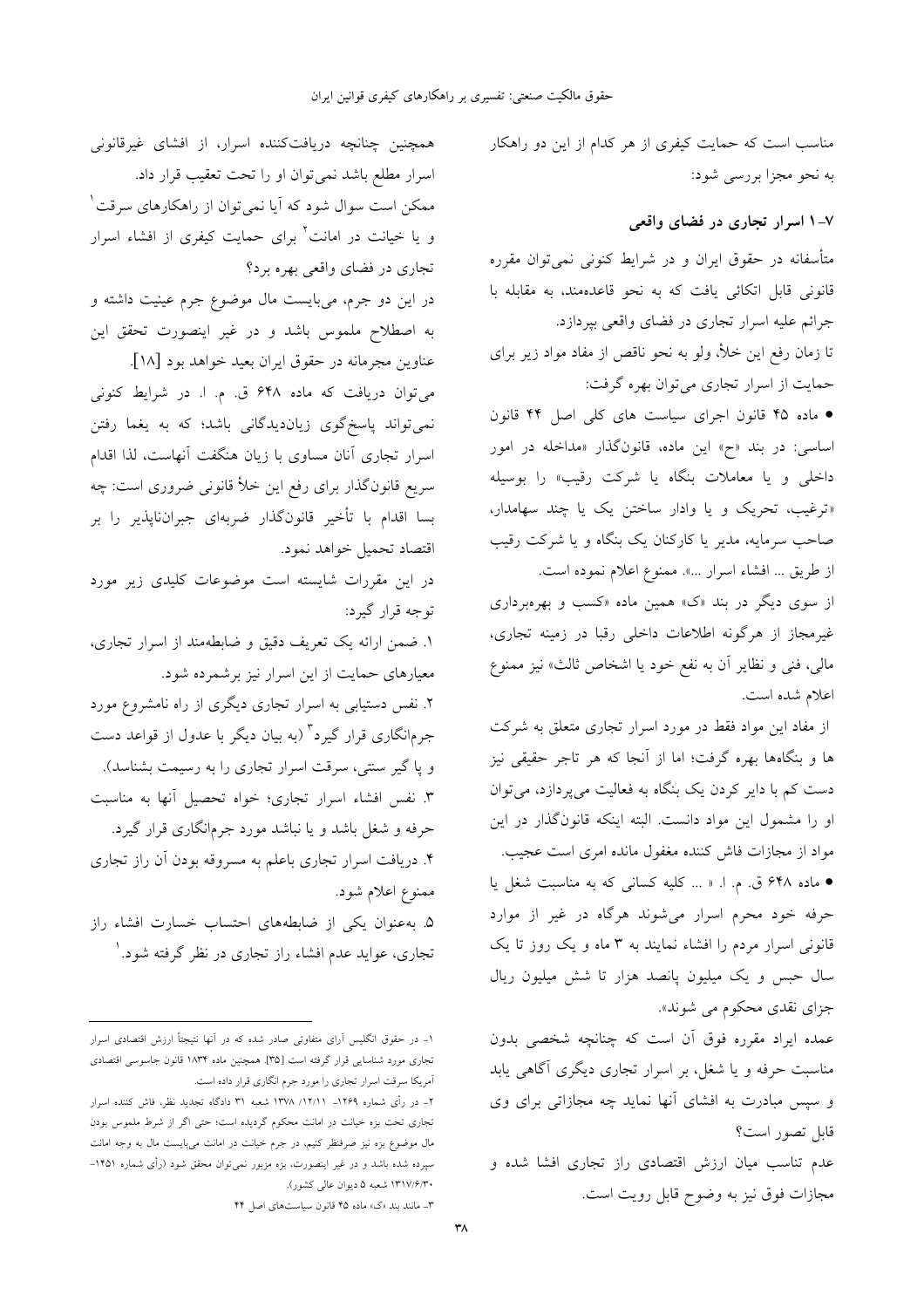مناسب است که حمایت کیفری از هر کدام از این دو راهکار به نحو مجزا بررسی شود:

### ۷-۱ اسرار تجاری در فضای واقعی

متأسفانه در حقوق ایران و در شرایط کنونی نمی‌توان مقرره قانونی قابل اتکائی یافت که به نحو قاعده‌مند، به مقابله با جرائم علیه اسرار تجاری در فضای واقعی بپردازد.

تا زمان رفع این خلأ، ولو به نحو ناقص از مفاد مواد زیر برای حمایت از اسرار تجاری می‌توان بهره گرفت:

• ماده ۴۵ قانون اجرای سیاست های کلی اصل ۴۴ قانون اساسی: در بند «ح» این ماده، قانونگذار «مداخله در امور داخلی و یا معاملات بنگاه یا شرکت رقیب» را بوسیله «ترغیب، تحریک و یا وادار ساختن یک یا چند سهامدار، صاحب سرمایه، مدیر یا کارکنان یک بنگاه و یا شرکت رقیب از طریق ... افشاء اسرار ...». ممنوع اعلام نموده است.

از سوی دیگر در بند «ک» همین ماده «کسب و بهره‌برداری غیرمجاز از هرگونه اطلاعات داخلی رقبا در زمینه تجاری، مالی، فنی و نظایر آن به نفع خود یا اشخاص ثالث» نیز ممنوع اعلام شده است.

از مفاد این مواد فقط در مورد اسرار تجاری متعلق به شرکت ها و بنگاه‌ها بهره گرفت؛ اما از آنجا که هر تاجر حقیقی نیز دست کم با دایر کردن یک بنگاه به فعالیت می‌پردازد، می‌توان او را مشمول این مواد دانست. البته اینکه قانونگذار در این مواد از مجازات فاش کننده مغفول مانده امری است عجیب.

• ماده ۶۴۸ ق. م. ا. « ... کلیه کسانی که به مناسبت شغل یا حرفه خود محرم اسرار می‌شوند هرگاه در غیر از موارد قانونی اسرار مردم را افشاء نمایند به ۳ ماه و یک روز تا یک سال حبس و یک میلیون پانصد هزار تا شش میلیون ریال جزای نقدی محکوم می شوند».

عمده ایراد مقرره فوق آن است که چنانچه شخصی بدون مناسبت حرفه و یا شغل، بر اسرار تجاری دیگری آگاهی یابد و سپس مبادرت به افشای آنها نماید چه مجازاتی برای وی قابل تصور است؟

عدم تناسب میان ارزش اقتصادی راز تجاری افشا شده و مجازات فوق نیز به وضوح قابل رویت است.

همچنین چنانچه دریافت‌کننده اسرار، از افشای غیرقانونی اسرار مطلع باشد نمی‌توان او را تحت تعقیب قرار داد.

ممکن است سوال شود که آیا نمی‌توان از راهکارهای سرقت[1] و یا خیانت در امانت[2] برای حمایت کیفری از افشاء اسرار تجاری در فضای واقعی بهره برد؟

در این دو جرم، می‌بایست مال موضوع جرم عینیت داشته و به اصطلاح ملموس باشد و در غیر اینصورت تحقق این عناوین مجرمانه در حقوق ایران بعید خواهد بود [۱۸].

می‌توان دریافت که ماده ۶۴۸ ق. م. ا. در شرایط کنونی نمی‌تواند پاسخگوی زیان‌دیدگانی باشد؛ که به یغما رفتن اسرار تجاری آنان مساوی با زیان هنگفت آنهاست، لذا اقدام سریع قانونگذار برای رفع این خلأ قانونی ضروری است: چه بسا اقدام با تأخیر قانونگذار ضربه‌ای جبران‌ناپذیر را بر اقتصاد تحمیل خواهد نمود.

در این مقررات شایسته است موضوعات کلیدی زیر مورد توجه قرار گیرد:

۱. ضمن ارائه یک تعریف دقیق و ضابطه‌مند از اسرار تجاری، معیارهای حمایت از این اسرار نیز برشمرده شود.

۲. نفس دستیابی به اسرار تجاری دیگری از راه نامشروع مورد جرم‌انگاری قرار گیرد[3] (به بیان دیگر با عدول از قواعد دست و پا گیر سنتی، سرقت اسرار تجاری را به رسیمت بشناسد).

۳. نفس افشاء اسرار تجاری؛ خواه تحصیل آنها به مناسبت حرفه و شغل باشد و یا نباشد مورد جرم‌انگاری قرار گیرد.

۴. دریافت اسرار تجاری باعلم به مسروقه بودن آن راز تجاری ممنوع اعلام شود.

۵. به‌عنوان یکی از ضابطه‌های احتساب خسارت افشاء راز تجاری، عواید عدم افشاء راز تجاری در نظر گرفته شود.[1]

---

۱- در حقوق انگلیس آرای متفاوتی صادر شده که در آنها نتیجتاً ارزش اقتصادی اسرار تجاری مورد شناسایی قرار گرفته است [۳۵]. همچنین ماده ۱۸۳۴ قانون جاسوسی اقتصادی آمریکا سرقت اسرار تجاری را مورد جرم انگاری قرار داده است.

۲- در رأی شماره ۱۲۶۹- ۱۳۷۸/۱۲/۱۱ شعبه ۳۱ دادگاه تجدید نظر، فاش کننده اسرار تجاری تحت بزه خیانت در امانت محکوم گردیده است؛ حتی اگر از شرط ملموس بودن مال موضوع بزه نیز صرفنظر کنیم، در جرم خیانت در امانت می‌بایست مال به وجه امانت سپرده شده باشد و در غیر اینصورت، بزه مزبور نمی‌توان محقق شود (رأی شماره ۱۴۵۱- ۱۳۱۷/۶/۳۰ شعبه ۵ دیوان عالی کشور).

۳- مانند بند «ک» ماده ۴۵ قانون سیاست‌های اصل ۴۴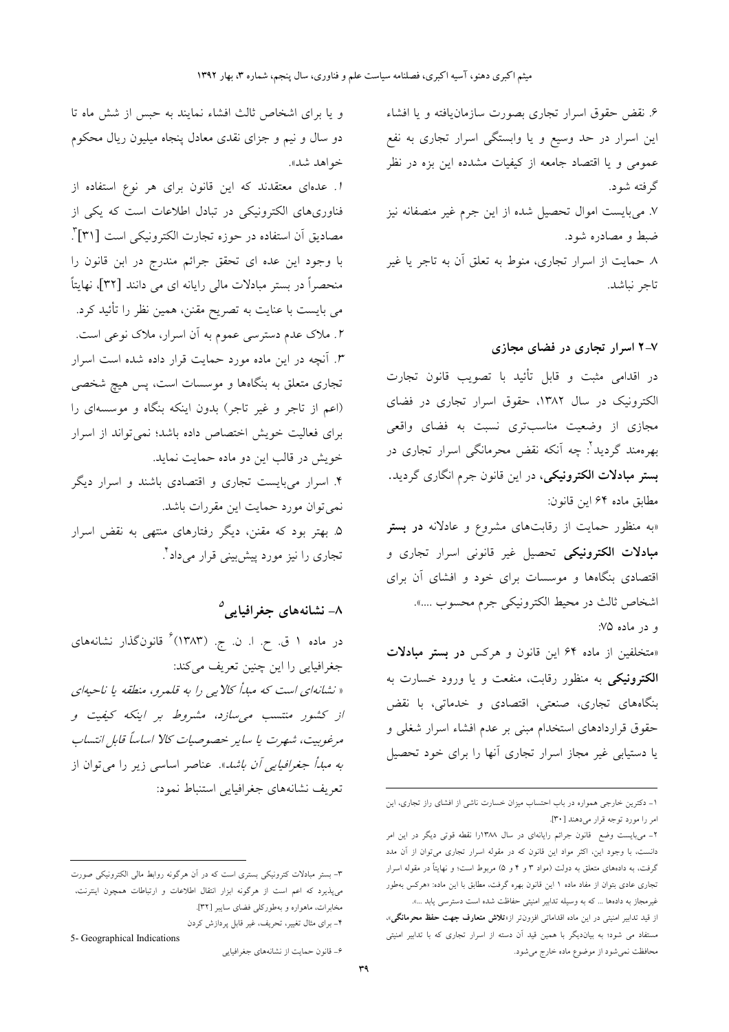۶. نقض حقوق اسرار تجاری بصورت سازمان‌یافته و یا افشاء این اسرار در حد وسیع و یا وابستگی اسرار تجاری به نفع عمومی و یا اقتصاد جامعه از کیفیات مشدده این بزه در نظر گرفته شود.

۷. می‌بایست اموال تحصیل شده از این جرم غیر منصفانه نیز ضبط و مصادره شود.

۸. حمایت از اسرار تجاری، منوط به تعلق آن به تاجر یا غیر تاجر نباشد.

## ۷-۲ اسرار تجاری در فضای مجازی

در اقدامی مثبت و قابل تأئید با تصویب قانون تجارت الکترونیک در سال ۱۳۸۲، حقوق اسرار تجاری در فضای مجازی از وضعیت مناسب‌تری نسبت به فضای واقعی بهره‌مند گردید[2]: چه آنکه نقض محرمانگی اسرار تجاری در **بستر مبادلات الکترونیکی**، در این قانون جرم انگاری گردید. مطابق ماده ۶۴ این قانون:

«به منظور حمایت از رقابت‌های مشروع و عادلانه **در بستر مبادلات الکترونیکی** تحصیل غیر قانونی اسرار تجاری و اقتصادی بنگاه‌ها و موسسات برای خود و افشای آن برای اشخاص ثالث در محیط الکترونیکی جرم محسوب ....».

و در ماده ۷۵:

«متخلفین از ماده ۶۴ این قانون و هرکس **در بستر مبادلات الکترونیکی** به منظور رقابت، منفعت و یا ورود خسارت به بنگاه‌های تجاری، صنعتی، اقتصادی و خدماتی، با نقض حقوق قراردادهای استخدام مبنی بر عدم افشاء اسرار شغلی و یا دستیابی غیر مجاز اسرار تجاری آنها را برای خود تحصیل و یا برای اشخاص ثالث افشاء نمایند به حبس از شش ماه تا دو سال و نیم و جزای نقدی معادل پنجاه میلیون ریال محکوم خواهد شد».

*۱.* عده‌ای معتقدند که این قانون برای هر نوع استفاده از فناوری‌های الکترونیکی در تبادل اطلاعات است که یکی از مصادیق آن استفاده در حوزه تجارت الکترونیکی است [۳۱][3]. با وجود این عده ای تحقق جرائم مندرج در ابن قانون را منحصراً در بستر مبادلات مالی رایانه ای می دانند [۳۲]. نهایتاً می بایست با عنایت به تصریح مقنن، همین نظر را تأئید کرد.

۲. ملاک عدم دسترسی عموم به آن اسرار، ملاک نوعی است.

۳. آنچه در این ماده مورد حمایت قرار داده شده است اسرار تجاری متعلق به بنگاه‌ها و موسسات است، پس هیچ شخصی (اعم از تاجر و غیر تاجر) بدون اینکه بنگاه و موسسه‌ای را برای فعالیت خویش اختصاص داده باشد؛ نمی‌تواند از اسرار خویش در قالب این دو ماده حمایت نماید.

۴. اسرار می‌بایست تجاری و اقتصادی باشند و اسرار دیگر نمی‌توان مورد حمایت این مقررات باشد.

۵. بهتر بود که مقنن، دیگر رفتارهای منتهی به نقض اسرار تجاری را نیز مورد پیش‌بینی قرار می‌داد[4].

## ۸- نشانه‌های جغرافیایی[5]

در ماده ۱ ق. ح. ا. ن. ج. (۱۳۸۳)[6] قانونگذار نشانه‌های جغرافیایی را این چنین تعریف می‌کند:

« *نشانه‌ای است که مبدأ کالایی را به قلمرو، منطقه یا ناحیه‌ای از کشور منتسب می‌سازد، مشروط بر اینکه کیفیت و مرغوبیت، شهرت یا سایر خصوصیات کالا اساساً قابل انتساب به مبدأ جغرافیایی آن باشد*». عناصر اساسی زیر را می‌توان از تعریف نشانه‌های جغرافیایی استنباط نمود:

---

۱- دکترین خارجی همواره در باب احتساب میزان خسارت ناشی از افشای راز تجاری، این امر را مورد توجه قرار می‌دهند [۳۰].

۲- می‌بایست وضع قانون جرائم رایانه‌ای در سال ۱۳۸۸را نقطه قوتی دیگر در این امر دانست، با وجود این، اکثر مواد این قانون که در مقوله اسرار تجاری می‌توان از آن مدد گرفت، به داده‌های متعلق به دولت (مواد ۳ و ۴ و ۵) مربوط است؛ و نهایتاً در مقوله اسرار تجاری عادی بتوان از مفاد ماده ۱ این قانون بهره گرفت، مطابق با این ماده: «هرکس به‌طور غیرمجاز به داده‌ها ... که به وسیله تدابیر امنیتی حفاظت شده است دسترسی یابد ...».

از قید تدابیر امنیتی در این ماده اقداماتی افزون‌تر از «**تلاش متعارف جهت حفظ محرمانگی**»، مستفاد می شود؛ به بیان‌دیگر به همین قید آن دسته از اسرار تجاری که با تدابیر امنیتی محافظت نمی‌شود از موضوع ماده خارج می‌شود.

۳- بستر مبادلات کترونیکی بستری است که در آن هرگونه روابط مالی الکترونیکی صورت می‌پذیرد که اعم است از هرگونه ابزار انتقال اطلاعات و ارتباطات همچون اینترنت، مخابرات، ماهواره و به‌طورکلی فضای سایبر [۳۲].

۴- برای مثال تغییر، تحریف، غیر قابل پردازش کردن

5- Geographical Indications

۶- قانون حمایت از نشانه‌های جغرافیایی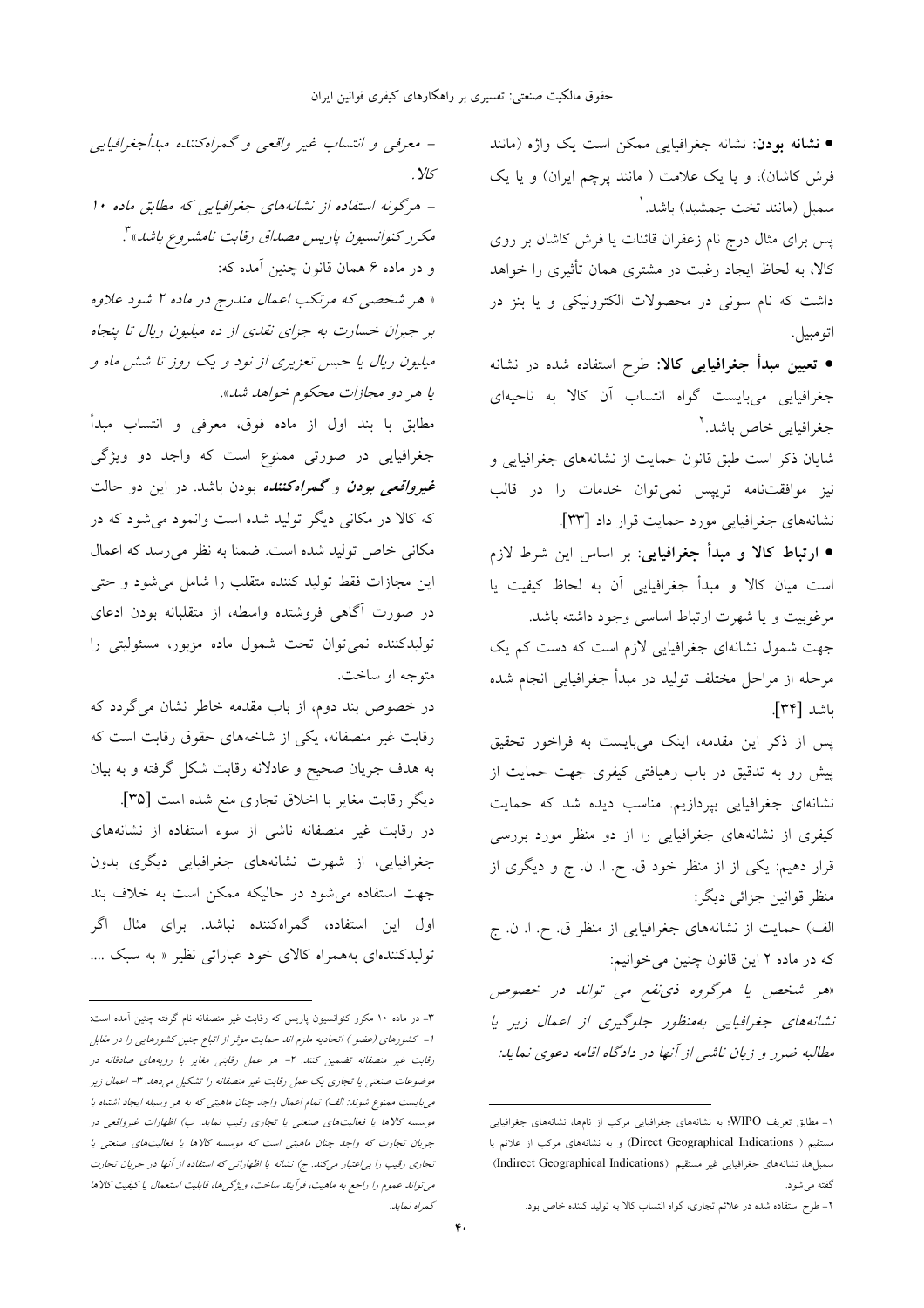• **نشانه بودن**: نشانه جغرافیایی ممکن است یک واژه (مانند فرش کاشان)، و یا یک علامت ( مانند پرچم ایران) و یا یک سمبل (مانند تخت جمشید) باشد.[1]

پس برای مثال درج نام زعفران قائنات یا فرش کاشان بر روی کالا، به لحاظ ایجاد رغبت در مشتری همان تأثیری را خواهد داشت که نام سونی در محصولات الکترونیکی و یا بنز در اتومبیل.

• **تعیین مبدأ جغرافیایی کالا**: طرح استفاده شده در نشانه جغرافیایی می‌بایست گواه انتساب آن کالا به ناحیه‌ای جغرافیایی خاص باشد.[2]

شایان ذکر است طبق قانون حمایت از نشانه‌های جغرافیایی و نیز موافقتنامه تریپس نمی‌توان خدمات را در قالب نشانه‌های جغرافیایی مورد حمایت قرار داد [۳۳].

• **ارتباط کالا و مبدأ جغرافیایی**: بر اساس این شرط لازم است میان کالا و مبدأ جغرافیایی آن به لحاظ کیفیت یا مرغوبیت و یا شهرت ارتباط اساسی وجود داشته باشد.

جهت شمول نشانه‌ای جغرافیایی لازم است که دست کم یک مرحله از مراحل مختلف تولید در مبدأ جغرافیایی انجام شده باشد [۳۴].

پس از ذکر این مقدمه، اینک می‌بایست به فراخور تحقیق پیش رو به تدقیق در باب رهیافتی کیفری جهت حمایت از نشانه‌ای جغرافیایی بپردازیم. مناسب دیده شد که حمایت کیفری از نشانه‌های جغرافیایی را از دو منظر مورد بررسی قرار دهیم: یکی از از منظر خود ق. ح. ا. ن. ج و دیگری از منظر قوانین جزائی دیگر:

الف) حمایت از نشانه‌های جغرافیایی از منظر ق. ح. ا. ن. ج

که در ماده ۲ این قانون چنین می‌خوانیم:

*«هر شخص یا هرگروه ذی‌نفع می تواند در خصوص نشانه‌های جغرافیایی به‌منظور جلوگیری از اعمال زیر یا مطالبه ضرر و زیان ناشی از آنها در دادگاه اقامه دعوی نماید:*

*- معرفی و انتساب غیر واقعی و گمراه‌کننده مبدأجغرافیایی کالا .*

*- هرگونه استفاده از نشانه‌های جغرافیایی که مطابق ماده ۱۰ مکرر کنوانسیون پاریس مصداق رقابت نامشروع باشد»*[3].

و در ماده ۶ همان قانون چنین آمده که:

*« هر شخصی که مرتکب اعمال مندرج در ماده ۲ شود علاوه بر جبران خسارت به جزای نقدی از ده میلیون ریال تا پنجاه میلیون ریال یا حبس تعزیری از نود و یک روز تا شش ماه و یا هر دو مجازات محکوم خواهد شد».*

مطابق با بند اول از ماده فوق، معرفی و انتساب مبدأ جغرافیایی در صورتی ممنوع است که واجد دو ویژگی ***غیرواقعی بودن*** و ***گمراه‌کننده*** بودن باشد. در این دو حالت که کالا در مکانی دیگر تولید شده است وانمود می‌شود که در مکانی خاص تولید شده است. ضمنا به نظر می‌رسد که اعمال این مجازات فقط تولید کننده متقلب را شامل می‌شود و حتی در صورت آگاهی فروشنده واسطه، از متقلبانه بودن ادعای تولیدکننده نمی‌توان تحت شمول ماده مزبور، مسئولیتی را متوجه او ساخت.

در خصوص بند دوم، از باب مقدمه خاطر نشان می‌گردد که رقابت غیر منصفانه، یکی از شاخه‌های حقوق رقابت است که به هدف جریان صحیح و عادلانه رقابت شکل گرفته و به بیان دیگر رقابت مغایر با اخلاق تجاری منع شده است [۳۵].

در رقابت غیر منصفانه ناشی از سوء استفاده از نشانه‌های جغرافیایی، از شهرت نشانه‌های جغرافیایی دیگری بدون جهت استفاده می‌شود در حالیکه ممکن است به خلاف بند اول این استفاده، گمراه‌کننده نباشد. برای مثال اگر تولیدکننده‌ای به‌همراه کالای خود عباراتی نظیر « به سبک ....

---

[1] - مطابق تعریف WIPO؛ به نشانه‌های جغرافیایی مرکب از نام‌ها، نشانه‌های جغرافیایی مستقیم ( Direct Geographical Indications) و به نشانه‌های مرکب از علائم یا سمبل‌ها، نشانه‌های جغرافیایی غیر مستقیم (Indirect Geographical Indications) گفته می‌شود.

[2] - طرح استفاده شده در علائم تجاری، گواه انتساب کالا به تولید کننده خاص بود.

[3] - در ماده ۱۰ مکرر کنوانسیون پاریس که رقابت غیر منصفانه نام گرفته چنین آمده است: ۱- کشورهای (عضو ) اتحادیه ملزم اند حمایت موثر از اتباع چنین کشورهایی را در مقابل رقابت غیر منصفانه تضمین کنند. ۲- هر عمل رقابتی مغایر با رویه‌های صادقانه در موضوعات صنعتی یا تجاری یک عمل رقابت غیر منصفانه را تشکیل می‌دهد. ۳- اعمال زیر می‌بایست ممنوع شوند: الف) تمام اعمال واجد چنان ماهیتی که به هر وسیله ایجاد اشتباه با موسسه کالاها یا فعالیت‌های صنعتی یا تجاری رقیب نماید. ب) اظهارات غیرواقعی در جریان تجارت که واجد چنان ماهیتی است که موسسه کالاها یا فعالیت‌های صنعتی یا تجاری رقیب را بی‌اعتبار می‌کند. ج) نشانه یا اظهاراتی که استفاده از آنها در جریان تجارت می‌تواند عموم را راجع به ماهیت، فرآیند ساخت، ویژگی‌ها، قابلیت استعمال یا کیفیت کالاها گمراه نماید.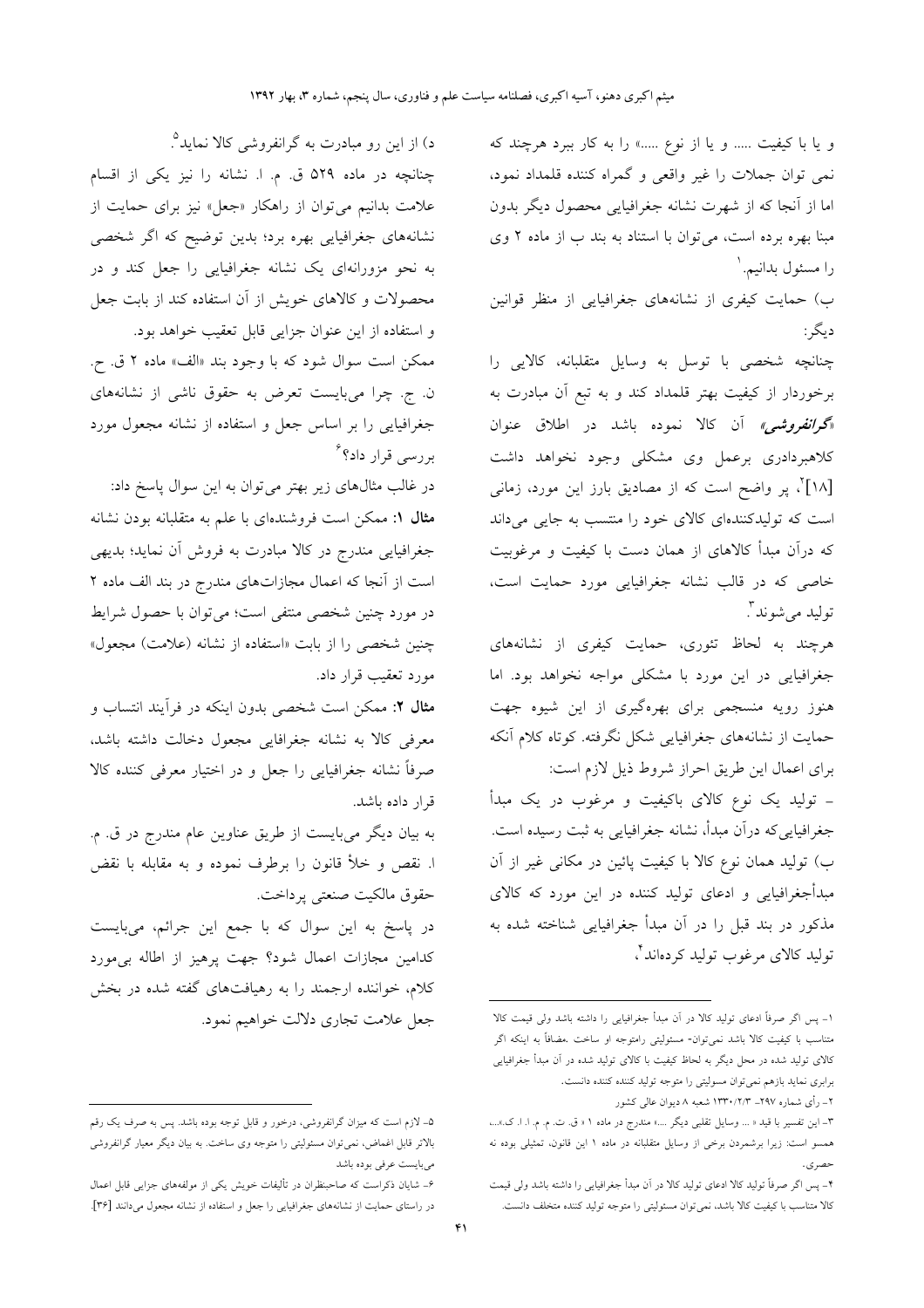و یا با کیفیت ..... و یا از نوع .....» را به کار ببرد هرچند که نمی توان جملات را غیر واقعی و گمراه کننده قلمداد نمود، اما از آنجا که از شهرت نشانه جغرافیایی محصول دیگر بدون مبنا بهره برده است، می‌توان با استناد به بند ب از ماده ۲ وی را مسئول بدانیم.[1]

ب) حمایت کیفری از نشانه‌های جغرافیایی از منظر قوانین دیگر:

چنانچه شخصی با توسل به وسایل متقلبانه، کالایی را برخوردار از کیفیت بهتر قلمداد کند و به تبع آن مبادرت به «***گرانفروشی***» آن کالا نموده باشد در اطلاق عنوان کلاهبرداری برعمل وی مشکلی وجود نخواهد داشت [۱۸][2]، پر واضح است که از مصادیق بارز این مورد، زمانی است که تولیدکننده‌ای کالای خود را منتسب به جایی می‌داند که درآن مبدأ کالاهای از همان دست با کیفیت و مرغوبیت خاصی که در قالب نشانه جغرافیایی مورد حمایت است، تولید می‌شوند[3].

هرچند به لحاظ تئوری، حمایت کیفری از نشانه‌های جغرافیایی در این مورد با مشکلی مواجه نخواهد بود. اما هنوز رویه منسجمی برای بهره‌گیری از این شیوه جهت حمایت از نشانه‌های جغرافیایی شکل نگرفته. کوتاه کلام آنکه برای اعمال این طریق احراز شروط ذیل لازم است:

- تولید یک نوع کالای باکیفیت و مرغوب در یک مبدأ جغرافیایی‌که درآن مبدأ، نشانه جغرافیایی به ثبت رسیده است.

ب) تولید همان نوع کالا با کیفیت پائین در مکانی غیر از آن مبدأجغرافیایی و ادعای تولید کننده در این مورد که کالای مذکور در بند قبل را در آن مبدأ جغرافیایی شناخته شده به تولید کالای مرغوب تولید کرده‌اند[4]،

د) از این رو مبادرت به گرانفروشی کالا نماید[5].

چنانچه در ماده ۵۲۹ ق. م. ا. نشانه را نیز یکی از اقسام علامت بدانیم می‌توان از راهکار «جعل» نیز برای حمایت از نشانه‌های جغرافیایی بهره برد؛ بدین توضیح که اگر شخصی به نحو مزورانه‌ای یک نشانه جغرافیایی را جعل کند و در محصولات و کالاهای خویش از آن استفاده کند از بابت جعل و استفاده از این عنوان جزایی قابل تعقیب خواهد بود.

ممکن است سوال شود که با وجود بند «الف» ماده ۲ ق. ح. ن. ج. چرا می‌بایست تعرض به حقوق ناشی از نشانه‌های جغرافیایی را بر اساس جعل و استفاده از نشانه مجعول مورد بررسی قرار داد؟[6]

در غالب مثال‌های زیر بهتر می‌توان به این سوال پاسخ داد:

**مثال ۱:** ممکن است فروشنده‌ای با علم به متقلبانه بودن نشانه جغرافیایی مندرج در کالا مبادرت به فروش آن نماید؛ بدیهی است از آنجا که اعمال مجازات‌های مندرج در بند الف ماده ۲ در مورد چنین شخصی منتفی است؛ می‌توان با حصول شرایط چنین شخصی را از بابت «استفاده از نشانه (علامت) مجعول» مورد تعقیب قرار داد.

**مثال ۲:** ممکن است شخصی بدون اینکه در فرآیند انتساب و معرفی کالا به نشانه جغرافیایی مجعول دخالت داشته باشد، صرفاً نشانه جغرافیایی را جعل و در اختیار معرفی کننده کالا قرار داده باشد.

به بیان دیگر می‌بایست از طریق عناوین عام مندرج در ق. م. ا. نقص و خلأ قانون را برطرف نموده و به مقابله با نقض حقوق مالکیت صنعتی پرداخت.

در پاسخ به این سوال که با جمع این جرائم، می‌بایست کدامین مجازات اعمال شود؟ جهت پرهیز از اطاله بی‌مورد کلام، خواننده ارجمند را به رهیافت‌های گفته شده در بخش جعل علامت تجاری دلالت خواهیم نمود.

---

۱- پس اگر صرفاً ادعای تولید کالا در آن مبدأ جغرافیایی را داشته باشد ولی قیمت کالا متناسب با کیفیت کالا باشد نمی‌توان- مسئولیتی رامتوجه او ساخت .مضافاً به اینکه اگر کالای تولید شده در محل دیگر به لحاظ کیفیت با کالای تولید شده در آن مبدأ جغرافیایی برابری نماید بازهم نمی‌توان مسولیتی را متوجه تولید کننده کننده دانست.

۲- رأی شماره ۲۹۷- ۱۳۳۰/۲/۳ شعبه ۸ دیوان عالی کشور

۳- این تفسیر با قید « ... وسایل تقلبی دیگر ....» مندرج در ماده ۱ « ق. ت. م. ا. ا. ک.»... همسو است: زیرا برشمردن برخی از وسایل متقلبانه در ماده ۱ این قانون، تمثیلی بوده نه حصری.

۴- پس اگر صرفاً تولید کالا ادعای تولید کالا در آن مبدأ جغرافیایی را داشته باشد ولی قیمت کالا متناسب با کیفیت کالا باشد، نمی‌توان مسئولیتی را متوجه تولید کننده متخلف دانست.

۵- لازم است که میزان گرانفروشی، درخور و قابل توجه بوده باشد. پس به صرف یک رقم بالاتر قابل اغماض، نمی‌توان مسئولیتی را متوجه وی ساخت. به بیان دیگر معیار گرانفروشی می‌بایست عرفی بوده باشد

۶- شایان ذکراست که صاحبنظران در تألیفات خویش یکی از مولفه‌های جزایی قابل اعمال در راستای حمایت از نشانه‌های جغرافیایی را جعل و استفاده از نشانه مجعول می‌دانند [۳۶].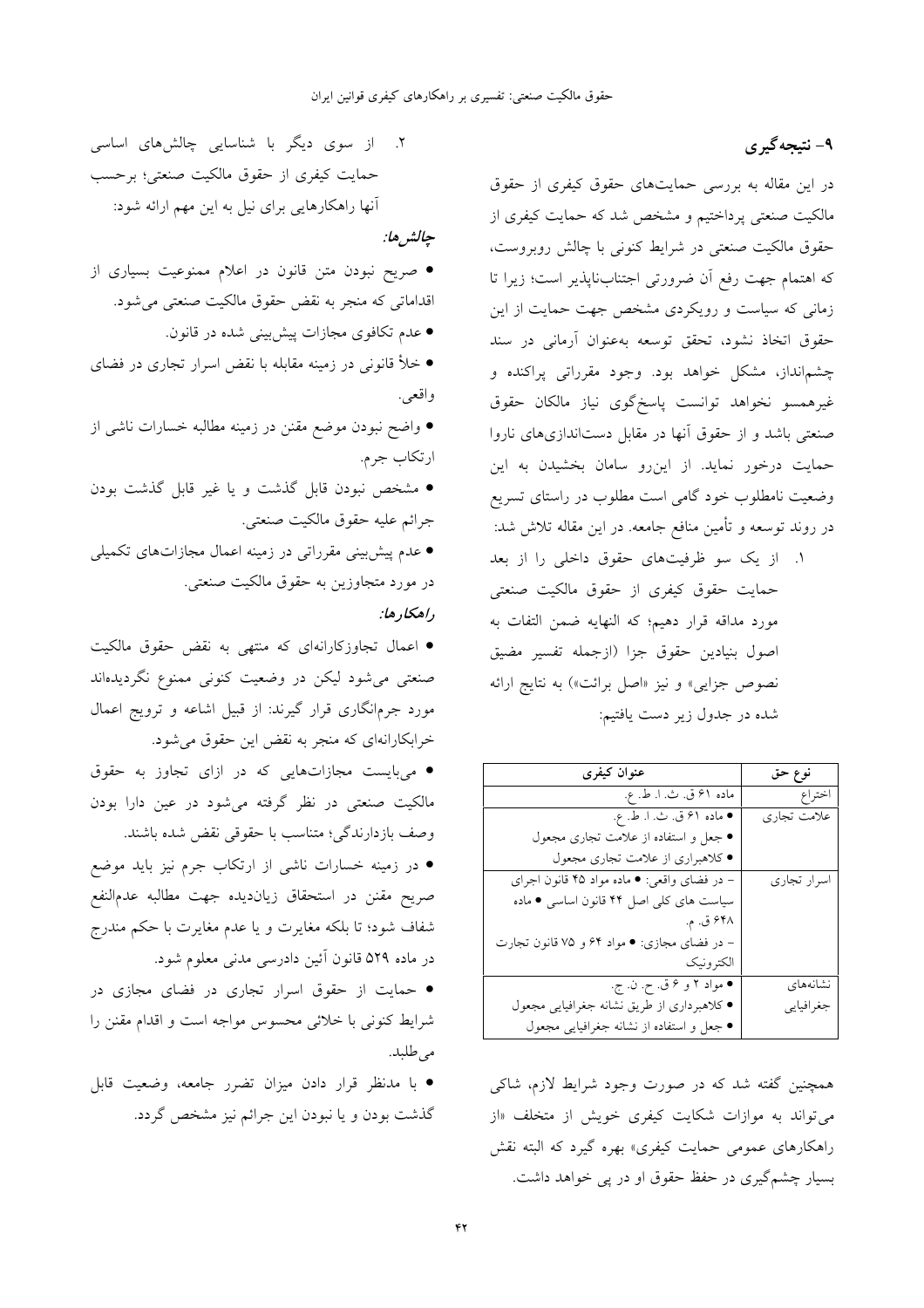## ۹- نتیجه‌گیری

در این مقاله به بررسی حمایت‌های حقوق کیفری از حقوق مالکیت صنعتی پرداختیم و مشخص شد که حمایت کیفری از حقوق مالکیت صنعتی در شرایط کنونی با چالش روبروست، که اهتمام جهت رفع آن ضرورتی اجتناب‌ناپذیر است؛ زیرا تا زمانی که سیاست و رویکردی مشخص جهت حمایت از این حقوق اتخاذ نشود، تحقق توسعه به‌عنوان آرمانی در سند چشم‌انداز، مشکل خواهد بود. وجود مقرراتی پراکنده و غیرهمسو نخواهد توانست پاسخ‌گوی نیاز مالکان حقوق صنعتی باشد و از حقوق آنها در مقابل دست‌اندازی‌های ناروا حمایت درخور نماید. از این‌رو سامان بخشیدن به این وضعیت نامطلوب خود گامی است مطلوب در راستای تسریع در روند توسعه و تأمین منافع جامعه. در این مقاله تلاش شد:

۱. از یک سو ظرفیت‌های حقوق داخلی را از بعد حمایت حقوق کیفری از حقوق مالکیت صنعتی مورد مداقه قرار دهیم؛ که النهایه ضمن التفات به اصول بنیادین حقوق جزا (ازجمله تفسیر مضیق نصوص جزایی» و نیز «اصل برائت») به نتایج ارائه شده در جدول زیر دست یافتیم:

| نوع حق | عنوان کیفری |
|---|---|
| اختراع | ماده ۶۱ ق. ث. ا. ط. ع. |
| علامت تجاری | • ماده ۶۱ ق. ث. ا. ط. ع. <br> • جعل و استفاده از علامت تجاری مجعول <br> • کلاهبرداری از علامت تجاری مجعول |
| اسرار تجاری | - در فضای واقعی: • ماده مواد ۴۵ قانون اجرای سیاست های کلی اصل ۴۴ قانون اساسی • ماده ۶۴۸ ق. م. <br> - در فضای مجازی: • مواد ۶۴ و ۷۵ قانون تجارت الکترونیک |
| نشانه‌های جغرافیایی | • مواد ۲ و ۶ ق. ح. ن. ج. <br> • کلاهبرداری از طریق نشانه جغرافیایی مجعول <br> • جعل و استفاده از نشانه جغرافیایی مجعول |

همچنین گفته شد که در صورت وجود شرایط لازم، شاکی می‌تواند به موازات شکایت کیفری خویش از متخلف «از راهکارهای عمومی حمایت کیفری» بهره گیرد که البته نقش بسیار چشم‌گیری در حفظ حقوق او در پی خواهد داشت.

۲. از سوی دیگر با شناسایی چالش‌های اساسی حمایت کیفری از حقوق مالکیت صنعتی؛ برحسب آنها راهکارهایی برای نیل به این مهم ارائه شود:

***چالش‌ها:***

- صریح نبودن متن قانون در اعلام ممنوعیت بسیاری از اقداماتی که منجر به نقض حقوق مالکیت صنعتی می‌شود.
- عدم تکافوی مجازات پیش‌بینی شده در قانون.
- خلأ قانونی در زمینه مقابله با نقض اسرار تجاری در فضای واقعی.
- واضح نبودن موضع مقنن در زمینه مطالبه خسارات ناشی از ارتکاب جرم.
- مشخص نبودن قابل گذشت و یا غیر قابل گذشت بودن جرائم علیه حقوق مالکیت صنعتی.
- عدم پیش‌بینی مقرراتی در زمینه اعمال مجازات‌های تکمیلی در مورد متجاوزین به حقوق مالکیت صنعتی.

***راهکارها:***

- اعمال تجاوزکارانه‌ای که منتهی به نقض حقوق مالکیت صنعتی می‌شود لیکن در وضعیت کنونی ممنوع نگردیده‌اند مورد جرم‌انگاری قرار گیرند: از قبیل اشاعه و ترویج اعمال خرابکارانه‌ای که منجر به نقض این حقوق می‌شود.
- می‌بایست مجازات‌هایی که در ازای تجاوز به حقوق مالکیت صنعتی در نظر گرفته می‌شود در عین دارا بودن وصف بازدارندگی؛ متناسب با حقوقی نقض شده باشند.
- در زمینه خسارات ناشی از ارتکاب جرم نیز باید موضع صریح مقنن در استحقاق زیان‌دیده جهت مطالبه عدم‌النفع شفاف شود؛ تا بلکه مغایرت و یا عدم مغایرت با حکم مندرج در ماده ۵۲۹ قانون آئین دادرسی مدنی معلوم شود.
- حمایت از حقوق اسرار تجاری در فضای مجازی در شرایط کنونی با خلائی محسوس مواجه است و اقدام مقنن را می‌طلبد.
- با مدنظر قرار دادن میزان تضرر جامعه، وضعیت قابل گذشت بودن و یا نبودن این جرائم نیز مشخص گردد.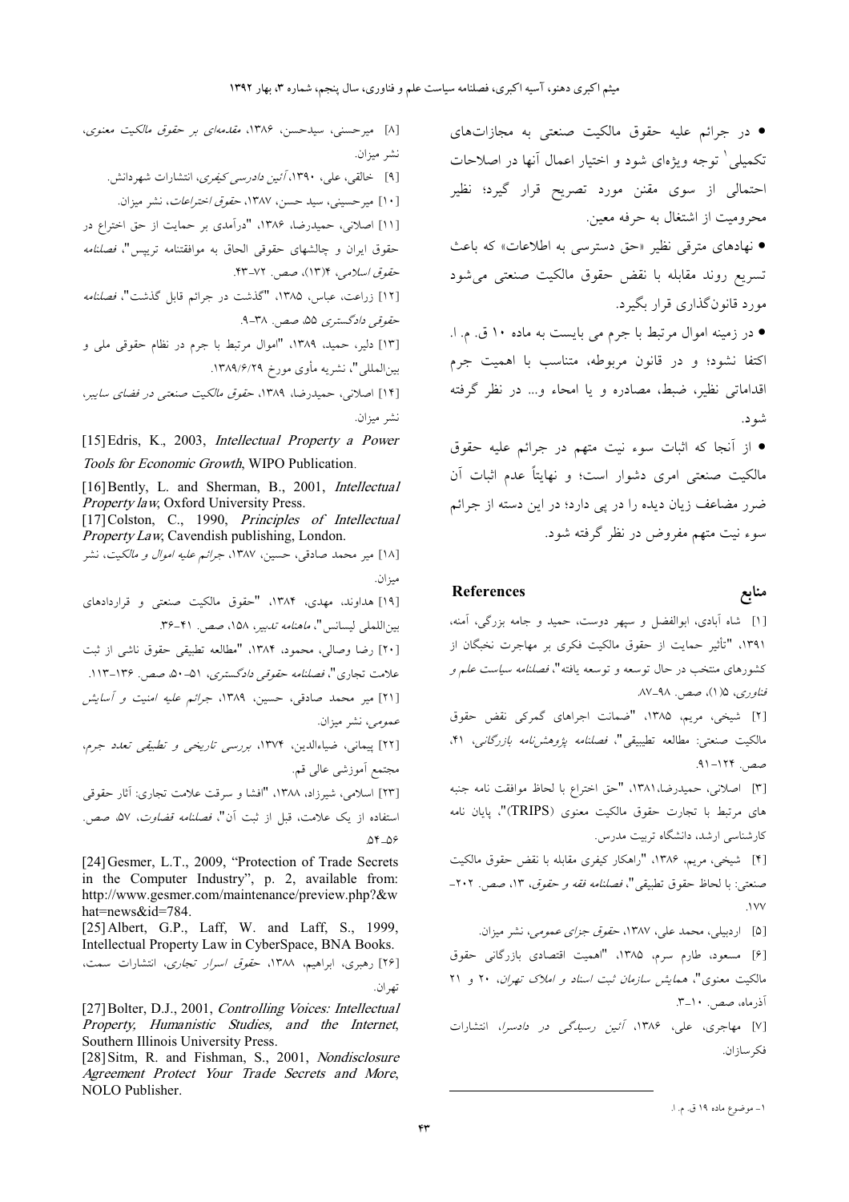- در جرائم علیه حقوق مالکیت صنعتی به مجازات‌های تکمیلی[1] توجه ویژه‌ای شود و اختیار اعمال آنها در اصلاحات احتمالی از سوی مقنن مورد تصریح قرار گیرد؛ نظیر محرومیت از اشتغال به حرفه معین.
- نهادهای مترقی نظیر «حق دسترسی به اطلاعات» که باعث تسریع روند مقابله با نقض حقوق مالکیت صنعتی می‌شود مورد قانون‌گذاری قرار بگیرد.
- در زمینه اموال مرتبط با جرم می بایست به ماده ۱۰ ق. م. ا. اکتفا نشود؛ و در قانون مربوطه، متناسب با اهمیت جرم اقداماتی نظیر، ضبط، مصادره و یا امحاء و... در نظر گرفته شود.
- از آنجا که اثبات سوء نیت متهم در جرائم علیه حقوق مالکیت صنعتی امری دشوار است؛ و نهایتاً عدم اثبات آن ضرر مضاعف زیان دیده را در پی دارد؛ در این دسته از جرائم سوء نیت متهم مفروض در نظر گرفته شود.

## منابع References

[۱] شاه آبادی، ابوالفضل و سپهر دوست، حمید و جامه بزرگی، آمنه، ۱۳۹۱، "تأثیر حمایت از حقوق مالکیت فکری بر مهاجرت نخبگان از کشورهای منتخب در حال توسعه و توسعه یافته"، *فصلنامه سیاست علم و فناوری*، ۵(۱)، صص. ۹۸-۸۷.

[۲] شیخی، مریم، ۱۳۸۵، "ضمانت اجراهای گمرکی نقض حقوق مالکیت صنعتی: مطالعه تطبیقی"، *فصلنامه پژوهش‌نامه بازرگانی*، ۴۱، صص. ۱۲۴-۹۱.

[۳] اصلانی، حمیدرضا، ۱۳۸۱، "حق اختراع با لحاظ موافقت نامه جنبه های مرتبط با تجارت حقوق مالکیت معنوی (TRIPS)"، پایان نامه کارشناسی ارشد، دانشگاه تربیت مدرس.

[۴] شیخی، مریم، ۱۳۸۶، "راهکار کیفری مقابله با نقض حقوق مالکیت صنعتی: با لحاظ حقوق تطبیقی"، *فصلنامه فقه و حقوق*، ۱۳، صص. ۲۰۲-۱۷۷.

[۵] اردبیلی، محمد علی، ۱۳۸۷، *حقوق جزای عمومی*، نشر میزان.

[۶] مسعود، طارم سرم، ۱۳۸۵، "اهمیت اقتصادی بازرگانی حقوق مالکیت معنوی"، *همایش سازمان ثبت اسناد و املاک تهران*، ۲۰ و ۲۱ آذرماه، صص. ۱۰-۳.

[۷] مهاجری، علی، ۱۳۸۶، *آئین رسیدگی در دادسرا*، انتشارات فکرسازان.

[۸] میرحسنی، سیدحسن، ۱۳۸۶، *مقدمه‌ای بر حقوق مالکیت معنوی*، نشر میزان.

[۹] خالقی، علی، ۱۳۹۰، *آئین دادرسی کیفری*، انتشارات شهردانش.

[۱۰] میرحسینی، سید حسن، ۱۳۸۷، *حقوق اختراعات*، نشر میزان.

[۱۱] اصلانی، حمیدرضا، ۱۳۸۶، "درآمدی بر حمایت از حق اختراع در حقوق ایران و چالشهای حقوقی الحاق به موافقتنامه تریپس"، *فصلنامه حقوق اسلامی*، ۴(۱۳)، صص. ۷۲-۴۳.

[۱۲] زراعت، عباس، ۱۳۸۵، "گذشت در جرائم قابل گذشت"، *فصلنامه حقوقی دادگستری* ۵۵، صص. ۳۸-۹.

[۱۳] دلیر، حمید، ۱۳۸۹، "اموال مرتبط با جرم در نظام حقوقی ملی و بین‌المللی"، نشریه مأوی مورخ ۱۳۸۹/۶/۲۹.

[۱۴] اصلانی، حمیدرضا، ۱۳۸۹، *حقوق مالکیت صنعتی در فضای سایبر*، نشر میزان.

[15] Edris, K., 2003, *Intellectual Property a Power Tools for Economic Growth*, WIPO Publication.

[16] Bently, L. and Sherman, B., 2001, *Intellectual Property law*, Oxford University Press.

[17] Colston, C., 1990, *Principles of Intellectual Property Law*, Cavendish publishing, London.

[۱۸] میر محمد صادقی، حسین، ۱۳۸۷، *جرائم علیه اموال و مالکیت*، نشر میزان.

[۱۹] هداوند، مهدی، ۱۳۸۴، "حقوق مالکیت صنعتی و قراردادهای بین‌اللملی لیسانس"، *ماهنامه تدبیر*، ۱۵۸، صص. ۴۱-۳۶.

[۲۰] رضا وصالی، محمود، ۱۳۸۴، "مطالعه تطبیقی حقوق ناشی از ثبت علامت تجاری"، *فصلنامه حقوقی دادگستری*، ۵۱-۵۰، صص. ۱۳۶-۱۱۳.

[۲۱] میر محمد صادقی، حسین، ۱۳۸۹، *جرائم علیه امنیت و آسایش عمومی*، نشر میزان.

[۲۲] پیمانی، ضیاءالدین، ۱۳۷۴، *بررسی تاریخی و تطبیقی تعدد جرم*، مجتمع آموزشی عالی قم.

[۲۳] اسلامی، شیرزاد، ۱۳۸۸، "افشا و سرقت علامت تجاری: آثار حقوقی استفاده از یک علامت، قبل از ثبت آن"، *فصلنامه قضاوت*، ۵۷، صص. ۵۶-۵۴.

[24] Gesmer, L.T., 2009, "Protection of Trade Secrets in the Computer Industry", p. 2, available from: http://www.gesmer.com/maintenance/preview.php?&what=news&id=784.

[25] Albert, G.P., Laff, W. and Laff, S., 1999, Intellectual Property Law in CyberSpace, BNA Books.

[۲۶] رهبری، ابراهیم، ۱۳۸۸، *حقوق اسرار تجاری*، انتشارات سمت، تهران.

[27] Bolter, D.J., 2001, *Controlling Voices: Intellectual Property, Humanistic Studies, and the Internet*, Southern Illinois University Press.

[28] Sitm, R. and Fishman, S., 2001, *Nondisclosure Agreement Protect Your Trade Secrets and More*, NOLO Publisher.

---

۱- موضوع ماده ۱۹ ق. م. ا.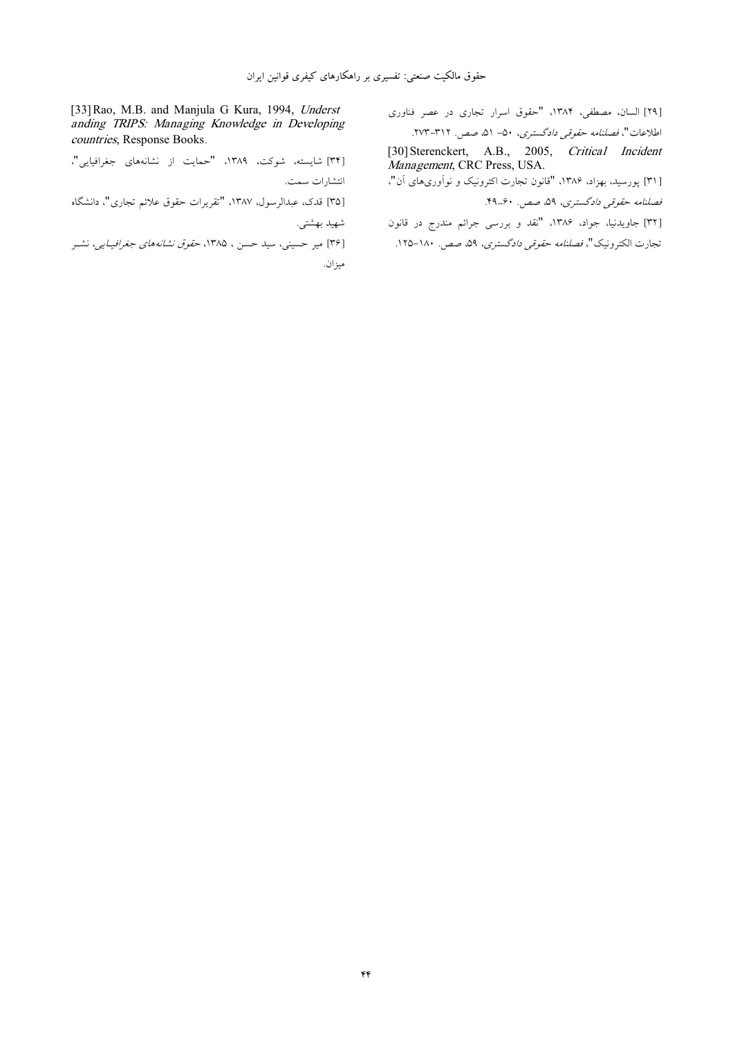[۲۹] السان، مصطفی، ۱۳۸۴، "حقوق اسرار تجاری در عصر فناوری اطلاعات"، *فصلنامه حقوقی دادگستری*، ۵۰- ۵۱، صص. ۳۱۲-۲۷۳.

[30] Sterenckert, A.B., 2005, *Critical Incident Management*, CRC Press, USA.

[۳۱] پورسید، بهزاد، ۱۳۸۶، "قانون تجارت اکترونیک و نوآوری‌های آن"، *فصلنامه حقوقی دادگستری*، ۵۹، صص. ۶۰-۴۹.

[۳۲] جاویدنیا، جواد، ۱۳۸۶، "نقد و بررسی جرائم مندرج در قانون تجارت الکترونیک"، *فصلنامه حقوقی دادگستری*، ۵۹، صص. ۱۸۰-۱۲۵.

[33] Rao, M.B. and Manjula G Kura, 1994, *Understanding TRIPS: Managing Knowledge in Developing countries*, Response Books.

[۳۴] شایسته، شوکت، ۱۳۸۹، "حمایت از نشانه‌های جغرافیایی"، انتشارات سمت.

[۳۵] قدک، عبدالرسول، ۱۳۸۷، "تقریرات حقوق علائم تجاری"، دانشگاه شهید بهشتی.

[۳۶] میر حسینی، سید حسن ، ۱۳۸۵، *حقوق نشانه‌های جغرافیایی*، نشر میزان.